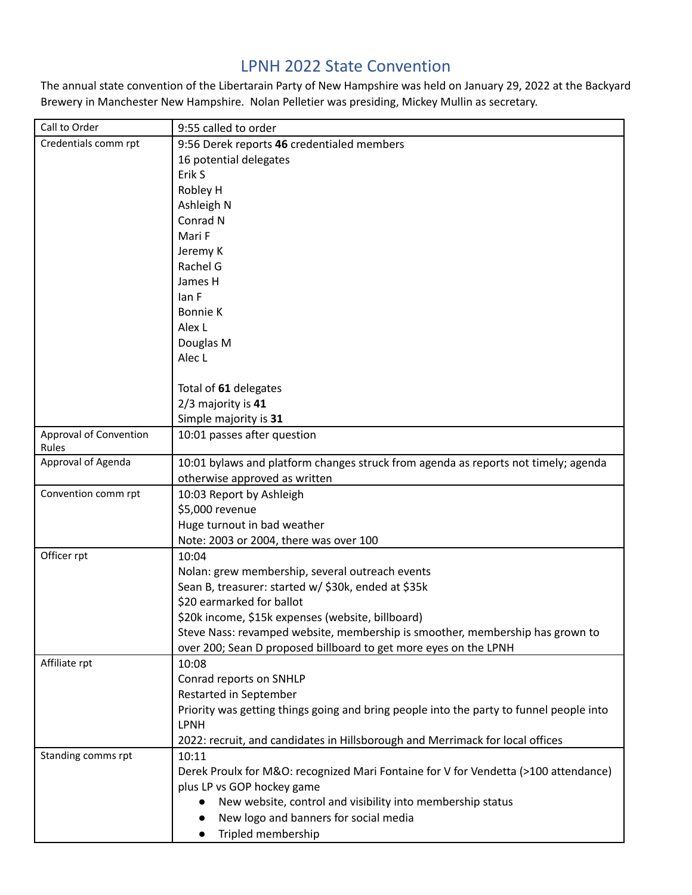# LPNH 2022 State Convention

The annual state convention of the Libertarain Party of New Hampshire was held on January 29, 2022 at the Backyard Brewery in Manchester New Hampshire. Nolan Pelletier was presiding, Mickey Mullin as secretary.

| | |
|---|---|
| Call to Order | 9:55 called to order |
| Credentials comm rpt | 9:56 Derek reports **46** credentialed members<br>16 potential delegates<br>Erik S<br>Robley H<br>Ashleigh N<br>Conrad N<br>Mari F<br>Jeremy K<br>Rachel G<br>James H<br>Ian F<br>Bonnie K<br>Alex L<br>Douglas M<br>Alec L<br><br>Total of **61** delegates<br>2/3 majority is **41**<br>Simple majority is **31** |
| Approval of Convention Rules | 10:01 passes after question |
| Approval of Agenda | 10:01 bylaws and platform changes struck from agenda as reports not timely; agenda otherwise approved as written |
| Convention comm rpt | 10:03 Report by Ashleigh<br>$5,000 revenue<br>Huge turnout in bad weather<br>Note: 2003 or 2004, there was over 100 |
| Officer rpt | 10:04<br>Nolan: grew membership, several outreach events<br>Sean B, treasurer: started w/ $30k, ended at $35k<br>$20 earmarked for ballot<br>$20k income, $15k expenses (website, billboard)<br>Steve Nass: revamped website, membership is smoother, membership has grown to over 200; Sean D proposed billboard to get more eyes on the LPNH |
| Affiliate rpt | 10:08<br>Conrad reports on SNHLP<br>Restarted in September<br>Priority was getting things going and bring people into the party to funnel people into LPNH<br>2022: recruit, and candidates in Hillsborough and Merrimack for local offices |
| Standing comms rpt | 10:11<br>Derek Proulx for M&O: recognized Mari Fontaine for V for Vendetta (>100 attendance) plus LP vs GOP hockey game<br>● New website, control and visibility into membership status<br>● New logo and banners for social media<br>● Tripled membership |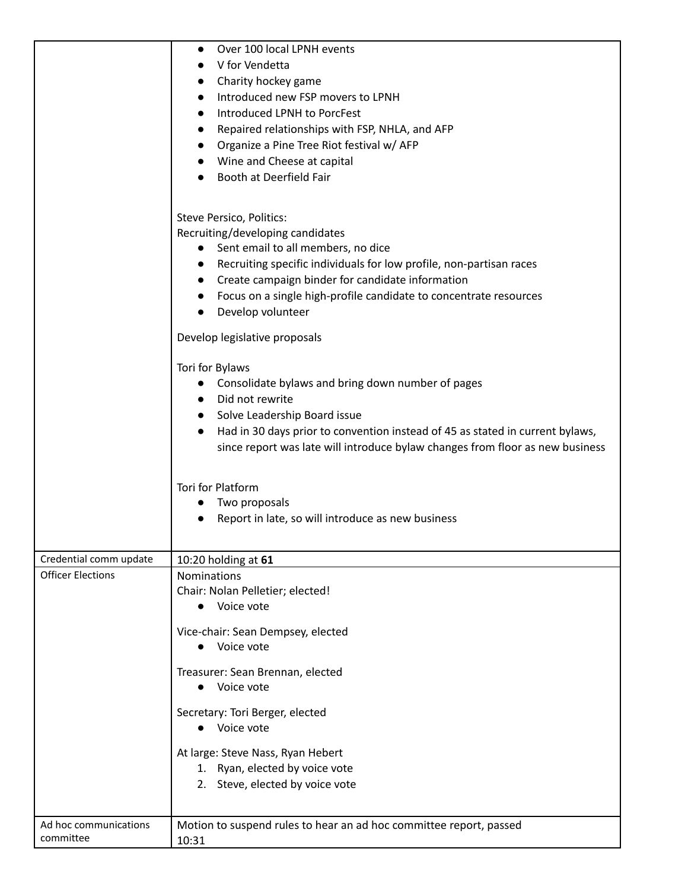| | |
|---|---|
| | • Over 100 local LPNH events<br>• V for Vendetta<br>• Charity hockey game<br>• Introduced new FSP movers to LPNH<br>• Introduced LPNH to PorcFest<br>• Repaired relationships with FSP, NHLA, and AFP<br>• Organize a Pine Tree Riot festival w/ AFP<br>• Wine and Cheese at capital<br>• Booth at Deerfield Fair<br><br>Steve Persico, Politics:<br>Recruiting/developing candidates<br>• Sent email to all members, no dice<br>• Recruiting specific individuals for low profile, non-partisan races<br>• Create campaign binder for candidate information<br>• Focus on a single high-profile candidate to concentrate resources<br>• Develop volunteer<br><br>Develop legislative proposals<br><br>Tori for Bylaws<br>• Consolidate bylaws and bring down number of pages<br>• Did not rewrite<br>• Solve Leadership Board issue<br>• Had in 30 days prior to convention instead of 45 as stated in current bylaws, since report was late will introduce bylaw changes from floor as new business<br><br>Tori for Platform<br>• Two proposals<br>• Report in late, so will introduce as new business |
| Credential comm update | 10:20 holding at **61** |
| Officer Elections | Nominations<br>Chair: Nolan Pelletier; elected!<br>• Voice vote<br><br>Vice-chair: Sean Dempsey, elected<br>• Voice vote<br><br>Treasurer: Sean Brennan, elected<br>• Voice vote<br><br>Secretary: Tori Berger, elected<br>• Voice vote<br><br>At large: Steve Nass, Ryan Hebert<br>1. Ryan, elected by voice vote<br>2. Steve, elected by voice vote |
| Ad hoc communications committee | Motion to suspend rules to hear an ad hoc committee report, passed<br>10:31 |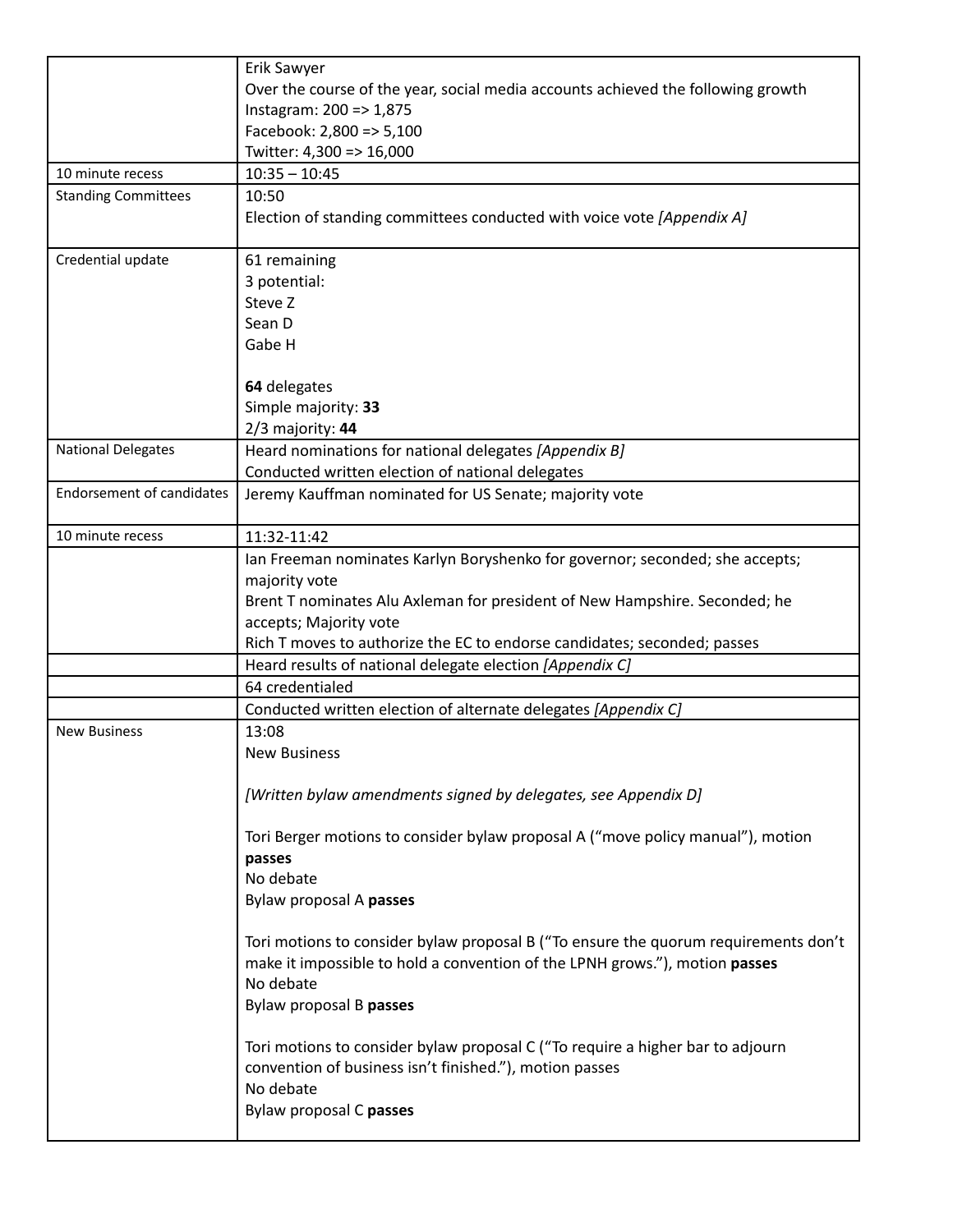| | |
|---|---|
| | Erik Sawyer<br>Over the course of the year, social media accounts achieved the following growth<br>Instagram: 200 => 1,875<br>Facebook: 2,800 => 5,100<br>Twitter: 4,300 => 16,000 |
| 10 minute recess | 10:35 – 10:45 |
| Standing Committees | 10:50<br>Election of standing committees conducted with voice vote *[Appendix A]* |
| Credential update | 61 remaining<br>3 potential:<br>Steve Z<br>Sean D<br>Gabe H<br><br>**64** delegates<br>Simple majority: **33**<br>2/3 majority: **44** |
| National Delegates | Heard nominations for national delegates *[Appendix B]*<br>Conducted written election of national delegates |
| Endorsement of candidates | Jeremy Kauffman nominated for US Senate; majority vote |
| 10 minute recess | 11:32-11:42 |
| | Ian Freeman nominates Karlyn Boryshenko for governor; seconded; she accepts; majority vote<br>Brent T nominates Alu Axleman for president of New Hampshire. Seconded; he accepts; Majority vote<br>Rich T moves to authorize the EC to endorse candidates; seconded; passes |
| | Heard results of national delegate election *[Appendix C]* |
| | 64 credentialed |
| | Conducted written election of alternate delegates *[Appendix C]* |
| New Business | 13:08<br>New Business<br><br>*[Written bylaw amendments signed by delegates, see Appendix D]*<br><br>Tori Berger motions to consider bylaw proposal A ("move policy manual"), motion **passes**<br>No debate<br>Bylaw proposal A **passes**<br><br>Tori motions to consider bylaw proposal B ("To ensure the quorum requirements don't make it impossible to hold a convention of the LPNH grows."), motion **passes**<br>No debate<br>Bylaw proposal B **passes**<br><br>Tori motions to consider bylaw proposal C ("To require a higher bar to adjourn convention of business isn't finished."), motion passes<br>No debate<br>Bylaw proposal C **passes** |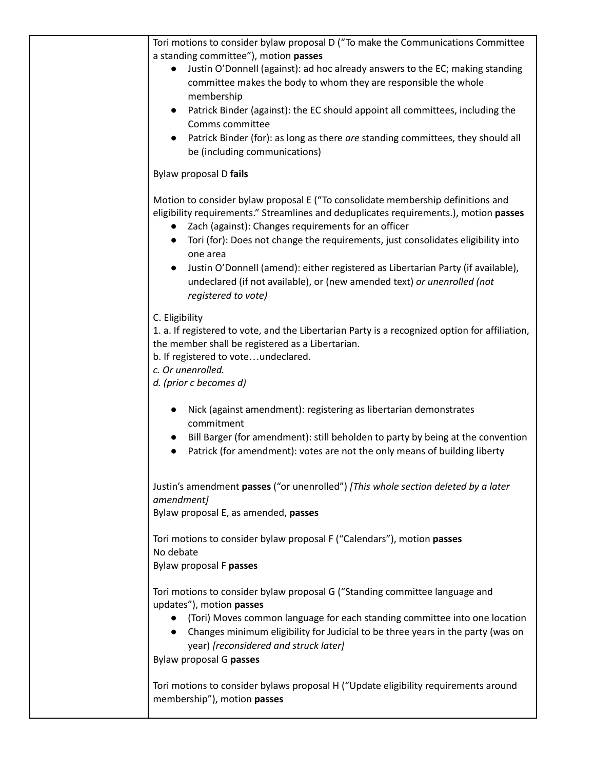Tori motions to consider bylaw proposal D ("To make the Communications Committee a standing committee"), motion **passes**

- Justin O'Donnell (against): ad hoc already answers to the EC; making standing committee makes the body to whom they are responsible the whole membership
- Patrick Binder (against): the EC should appoint all committees, including the Comms committee
- Patrick Binder (for): as long as there *are* standing committees, they should all be (including communications)

Bylaw proposal D **fails**

Motion to consider bylaw proposal E ("To consolidate membership definitions and eligibility requirements." Streamlines and deduplicates requirements.), motion **passes**

- Zach (against): Changes requirements for an officer
- Tori (for): Does not change the requirements, just consolidates eligibility into one area
- Justin O'Donnell (amend): either registered as Libertarian Party (if available), undeclared (if not available), or (new amended text) *or unenrolled (not registered to vote)*

C. Eligibility
1. a. If registered to vote, and the Libertarian Party is a recognized option for affiliation, the member shall be registered as a Libertarian.
b. If registered to vote…undeclared.
*c. Or unenrolled.*
*d. (prior c becomes d)*

- Nick (against amendment): registering as libertarian demonstrates commitment
- Bill Barger (for amendment): still beholden to party by being at the convention
- Patrick (for amendment): votes are not the only means of building liberty

Justin's amendment **passes** ("or unenrolled") *[This whole section deleted by a later amendment]*
Bylaw proposal E, as amended, **passes**

Tori motions to consider bylaw proposal F ("Calendars"), motion **passes**
No debate
Bylaw proposal F **passes**

Tori motions to consider bylaw proposal G ("Standing committee language and updates"), motion **passes**

- (Tori) Moves common language for each standing committee into one location
- Changes minimum eligibility for Judicial to be three years in the party (was on year) *[reconsidered and struck later]*

Bylaw proposal G **passes**

Tori motions to consider bylaws proposal H ("Update eligibility requirements around membership"), motion **passes**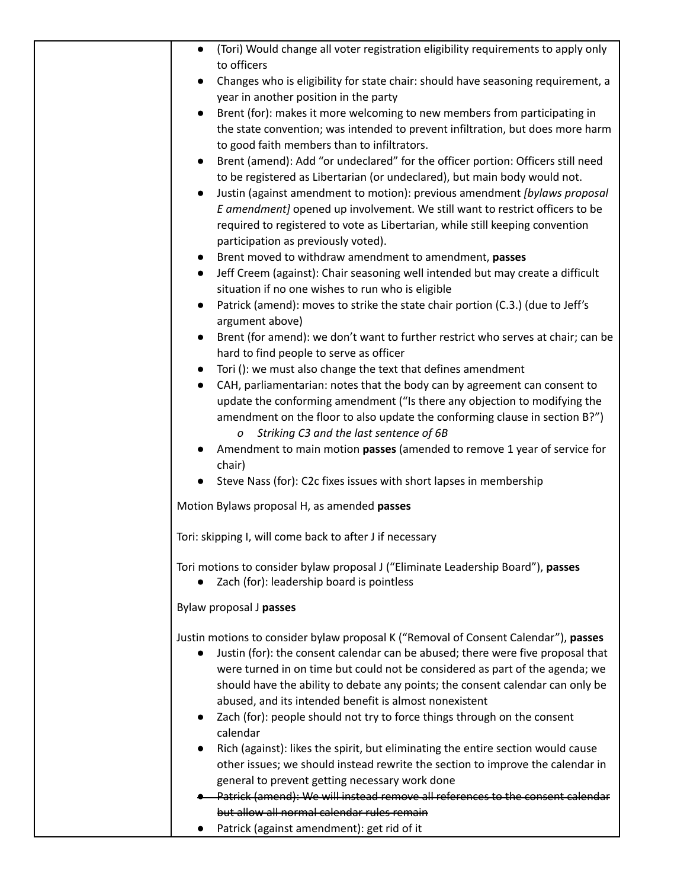- (Tori) Would change all voter registration eligibility requirements to apply only to officers
- Changes who is eligibility for state chair: should have seasoning requirement, a year in another position in the party
- Brent (for): makes it more welcoming to new members from participating in the state convention; was intended to prevent infiltration, but does more harm to good faith members than to infiltrators.
- Brent (amend): Add "or undeclared" for the officer portion: Officers still need to be registered as Libertarian (or undeclared), but main body would not.
- Justin (against amendment to motion): previous amendment *[bylaws proposal E amendment]* opened up involvement. We still want to restrict officers to be required to registered to vote as Libertarian, while still keeping convention participation as previously voted).
- Brent moved to withdraw amendment to amendment, **passes**
- Jeff Creem (against): Chair seasoning well intended but may create a difficult situation if no one wishes to run who is eligible
- Patrick (amend): moves to strike the state chair portion (C.3.) (due to Jeff's argument above)
- Brent (for amend): we don't want to further restrict who serves at chair; can be hard to find people to serve as officer
- Tori (): we must also change the text that defines amendment
- CAH, parliamentarian: notes that the body can by agreement can consent to update the conforming amendment ("Is there any objection to modifying the amendment on the floor to also update the conforming clause in section B?")
    - *Striking C3 and the last sentence of 6B*
- Amendment to main motion **passes** (amended to remove 1 year of service for chair)
- Steve Nass (for): C2c fixes issues with short lapses in membership

Motion Bylaws proposal H, as amended **passes**

Tori: skipping I, will come back to after J if necessary

Tori motions to consider bylaw proposal J ("Eliminate Leadership Board"), **passes**

- Zach (for): leadership board is pointless

Bylaw proposal J **passes**

Justin motions to consider bylaw proposal K ("Removal of Consent Calendar"), **passes**

- Justin (for): the consent calendar can be abused; there were five proposal that were turned in on time but could not be considered as part of the agenda; we should have the ability to debate any points; the consent calendar can only be abused, and its intended benefit is almost nonexistent
- Zach (for): people should not try to force things through on the consent calendar
- Rich (against): likes the spirit, but eliminating the entire section would cause other issues; we should instead rewrite the section to improve the calendar in general to prevent getting necessary work done
- ~~Patrick (amend): We will instead remove all references to the consent calendar but allow all normal calendar rules remain~~
- Patrick (against amendment): get rid of it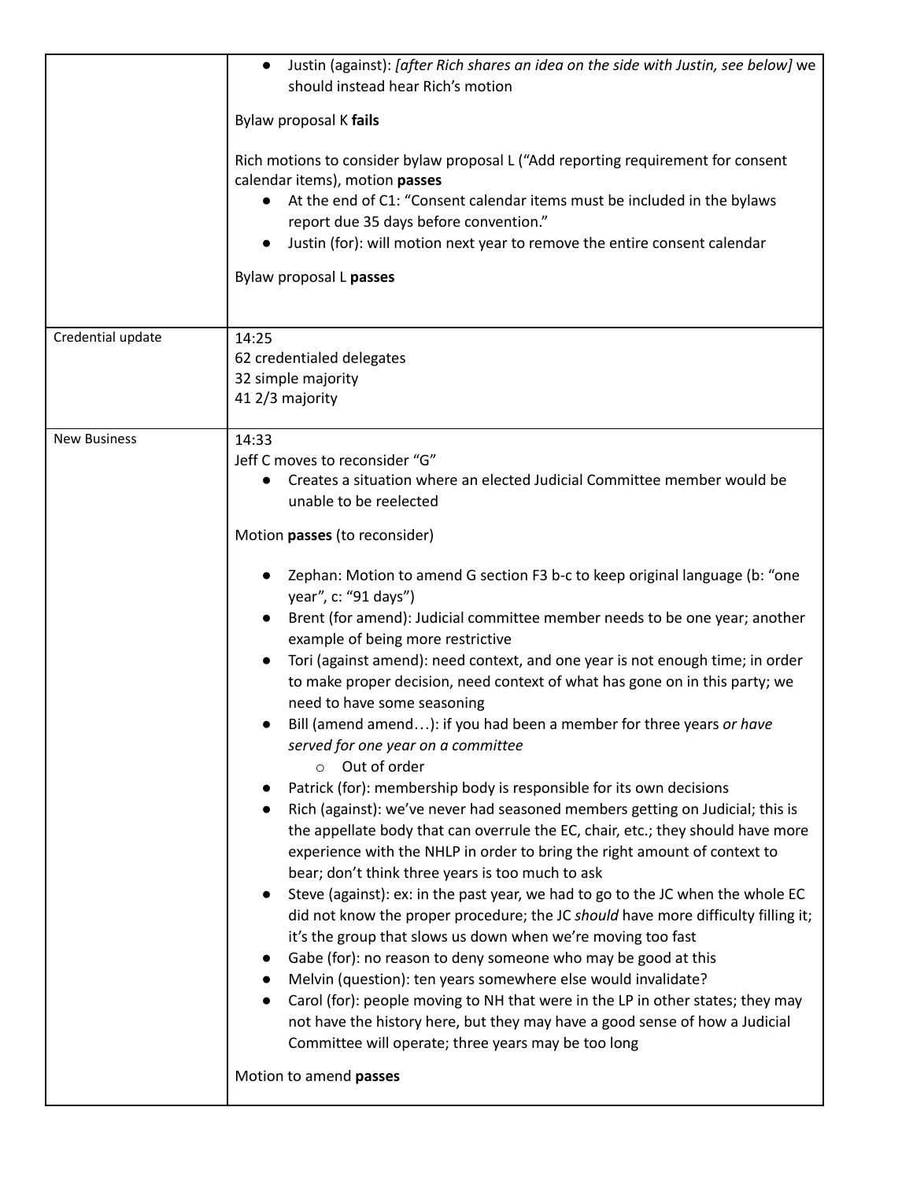| | |
|---|---|
| | • Justin (against): *[after Rich shares an idea on the side with Justin, see below]* we should instead hear Rich's motion<br><br>Bylaw proposal K **fails**<br><br>Rich motions to consider bylaw proposal L ("Add reporting requirement for consent calendar items), motion **passes**<br>• At the end of C1: "Consent calendar items must be included in the bylaws report due 35 days before convention."<br>• Justin (for): will motion next year to remove the entire consent calendar<br><br>Bylaw proposal L **passes** |
| Credential update | 14:25<br>62 credentialed delegates<br>32 simple majority<br>41 2/3 majority |
| New Business | 14:33<br>Jeff C moves to reconsider "G"<br>• Creates a situation where an elected Judicial Committee member would be unable to be reelected<br><br>Motion **passes** (to reconsider)<br><br>• Zephan: Motion to amend G section F3 b-c to keep original language (b: "one year", c: "91 days")<br>• Brent (for amend): Judicial committee member needs to be one year; another example of being more restrictive<br>• Tori (against amend): need context, and one year is not enough time; in order to make proper decision, need context of what has gone on in this party; we need to have some seasoning<br>• Bill (amend amend…): if you had been a member for three years *or have served for one year on a committee*<br>&nbsp;&nbsp;&nbsp;&nbsp;○ Out of order<br>• Patrick (for): membership body is responsible for its own decisions<br>• Rich (against): we've never had seasoned members getting on Judicial; this is the appellate body that can overrule the EC, chair, etc.; they should have more experience with the NHLP in order to bring the right amount of context to bear; don't think three years is too much to ask<br>• Steve (against): ex: in the past year, we had to go to the JC when the whole EC did not know the proper procedure; the JC *should* have more difficulty filling it; it's the group that slows us down when we're moving too fast<br>• Gabe (for): no reason to deny someone who may be good at this<br>• Melvin (question): ten years somewhere else would invalidate?<br>• Carol (for): people moving to NH that were in the LP in other states; they may not have the history here, but they may have a good sense of how a Judicial Committee will operate; three years may be too long<br><br>Motion to amend **passes** |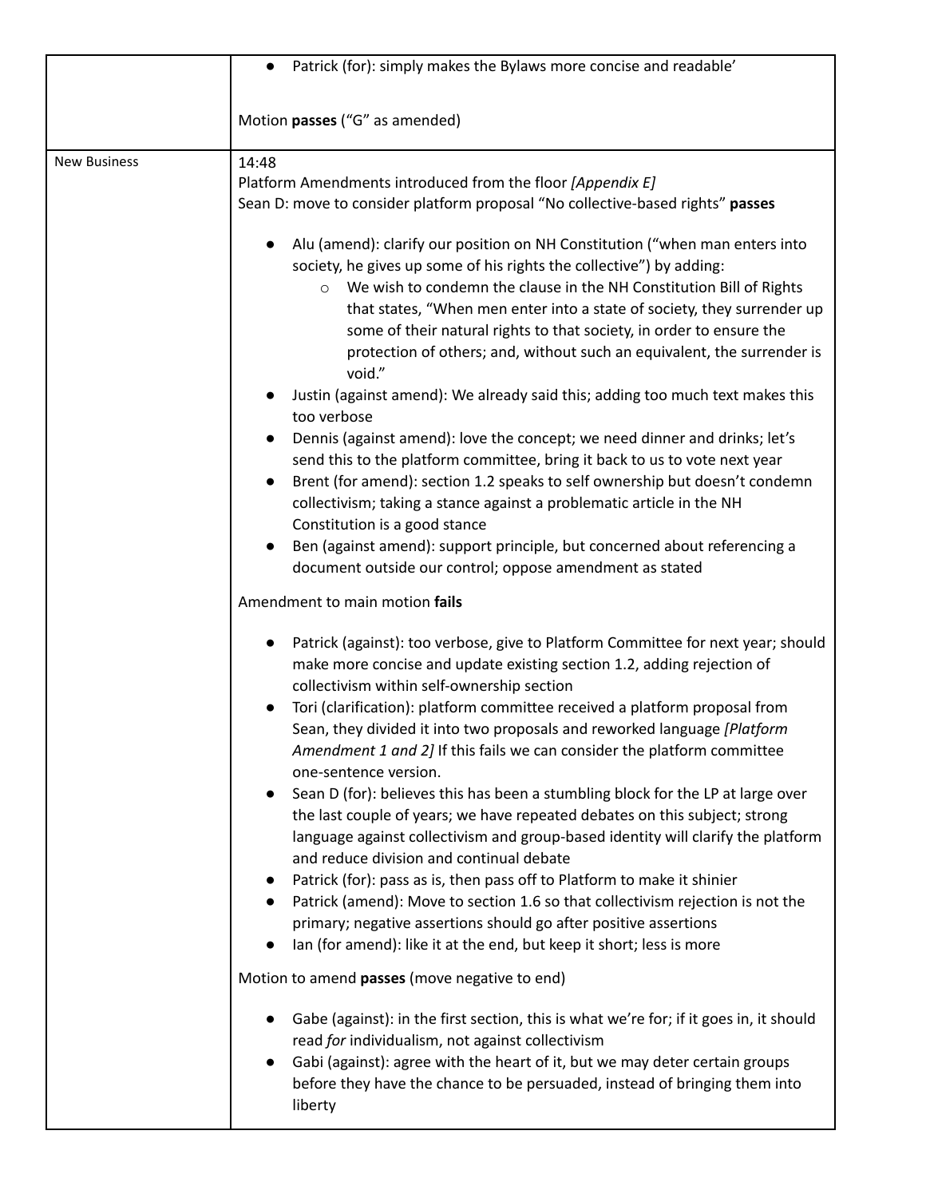| | |
|---|---|
| | • Patrick (for): simply makes the Bylaws more concise and readable'<br><br>Motion **passes** ("G" as amended) |
| New Business | 14:48<br>Platform Amendments introduced from the floor *[Appendix E]*<br>Sean D: move to consider platform proposal "No collective-based rights" **passes**<br><br>• Alu (amend): clarify our position on NH Constitution ("when man enters into society, he gives up some of his rights the collective") by adding:<br>&nbsp;&nbsp;&nbsp;&nbsp;○ We wish to condemn the clause in the NH Constitution Bill of Rights that states, "When men enter into a state of society, they surrender up some of their natural rights to that society, in order to ensure the protection of others; and, without such an equivalent, the surrender is void."<br>• Justin (against amend): We already said this; adding too much text makes this too verbose<br>• Dennis (against amend): love the concept; we need dinner and drinks; let's send this to the platform committee, bring it back to us to vote next year<br>• Brent (for amend): section 1.2 speaks to self ownership but doesn't condemn collectivism; taking a stance against a problematic article in the NH Constitution is a good stance<br>• Ben (against amend): support principle, but concerned about referencing a document outside our control; oppose amendment as stated<br><br>Amendment to main motion **fails**<br><br>• Patrick (against): too verbose, give to Platform Committee for next year; should make more concise and update existing section 1.2, adding rejection of collectivism within self-ownership section<br>• Tori (clarification): platform committee received a platform proposal from Sean, they divided it into two proposals and reworked language *[Platform Amendment 1 and 2]* If this fails we can consider the platform committee one-sentence version.<br>• Sean D (for): believes this has been a stumbling block for the LP at large over the last couple of years; we have repeated debates on this subject; strong language against collectivism and group-based identity will clarify the platform and reduce division and continual debate<br>• Patrick (for): pass as is, then pass off to Platform to make it shinier<br>• Patrick (amend): Move to section 1.6 so that collectivism rejection is not the primary; negative assertions should go after positive assertions<br>• Ian (for amend): like it at the end, but keep it short; less is more<br><br>Motion to amend **passes** (move negative to end)<br><br>• Gabe (against): in the first section, this is what we're for; if it goes in, it should read *for* individualism, not against collectivism<br>• Gabi (against): agree with the heart of it, but we may deter certain groups before they have the chance to be persuaded, instead of bringing them into liberty |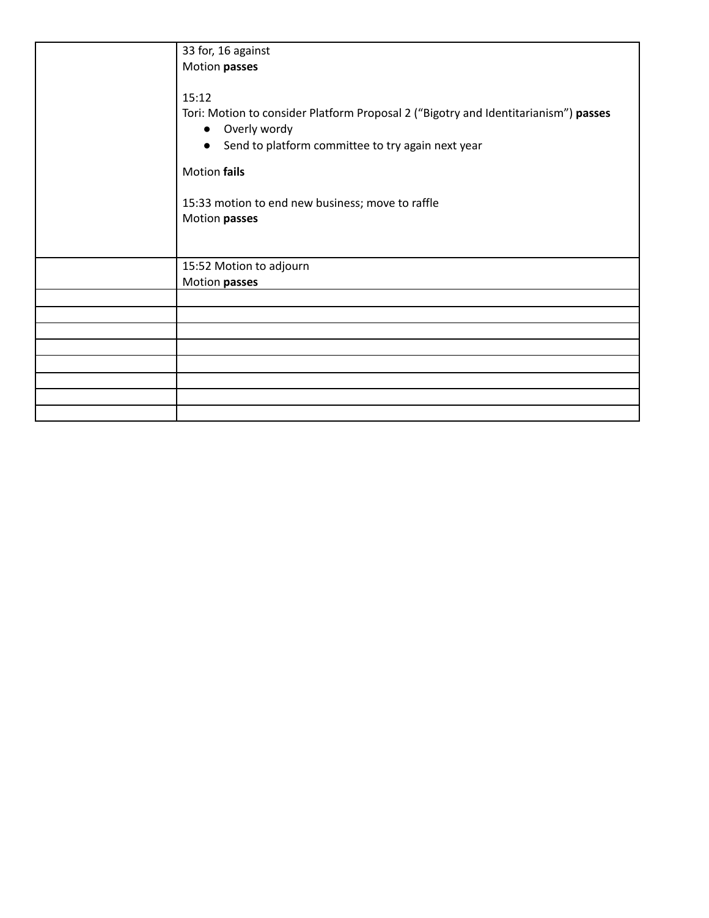| | |
|---|---|
| | 33 for, 16 against<br>Motion **passes**<br><br>15:12<br>Tori: Motion to consider Platform Proposal 2 ("Bigotry and Identitarianism") **passes**<br>● Overly wordy<br>● Send to platform committee to try again next year<br><br>Motion **fails**<br><br>15:33 motion to end new business; move to raffle<br>Motion **passes** |
| | 15:52 Motion to adjourn<br>Motion **passes** |
| | |
| | |
| | |
| | |
| | |
| | |
| | |
| | |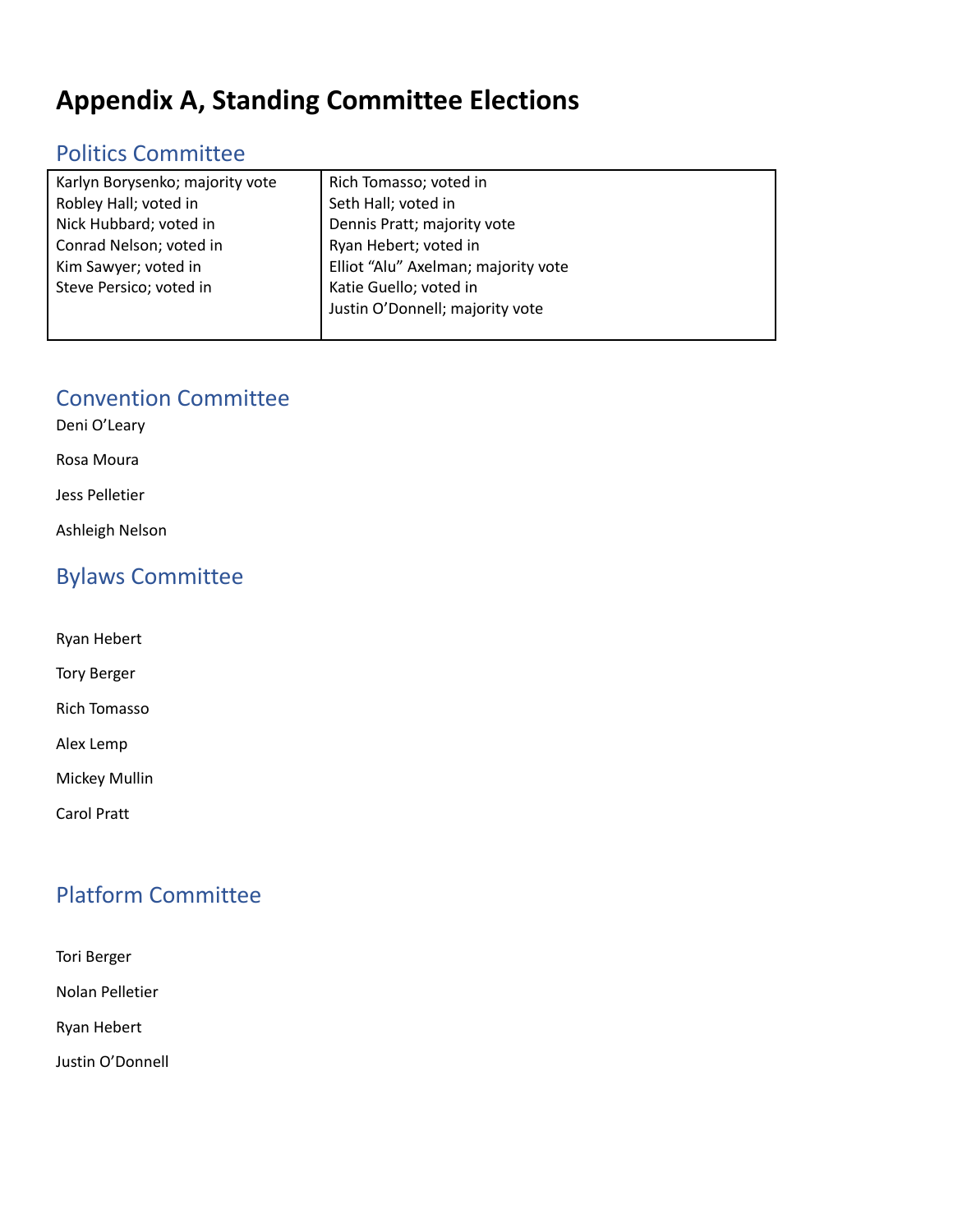# Appendix A, Standing Committee Elections

## Politics Committee

| | |
|---|---|
| Karlyn Borysenko; majority vote | Rich Tomasso; voted in |
| Robley Hall; voted in | Seth Hall; voted in |
| Nick Hubbard; voted in | Dennis Pratt; majority vote |
| Conrad Nelson; voted in | Ryan Hebert; voted in |
| Kim Sawyer; voted in | Elliot "Alu" Axelman; majority vote |
| Steve Persico; voted in | Katie Guello; voted in |
| | Justin O'Donnell; majority vote |

## Convention Committee

Deni O'Leary

Rosa Moura

Jess Pelletier

Ashleigh Nelson

## Bylaws Committee

Ryan Hebert

Tory Berger

Rich Tomasso

Alex Lemp

Mickey Mullin

Carol Pratt

## Platform Committee

Tori Berger

Nolan Pelletier

Ryan Hebert

Justin O'Donnell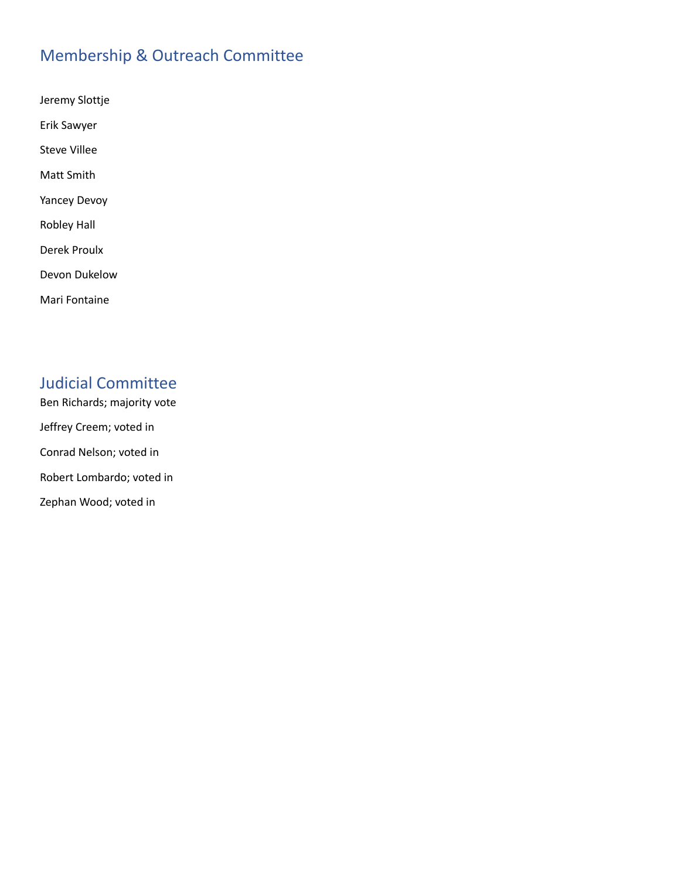## Membership & Outreach Committee

Jeremy Slottje

Erik Sawyer

Steve Villee

Matt Smith

Yancey Devoy

Robley Hall

Derek Proulx

Devon Dukelow

Mari Fontaine

## Judicial Committee

Ben Richards; majority vote

Jeffrey Creem; voted in

Conrad Nelson; voted in

Robert Lombardo; voted in

Zephan Wood; voted in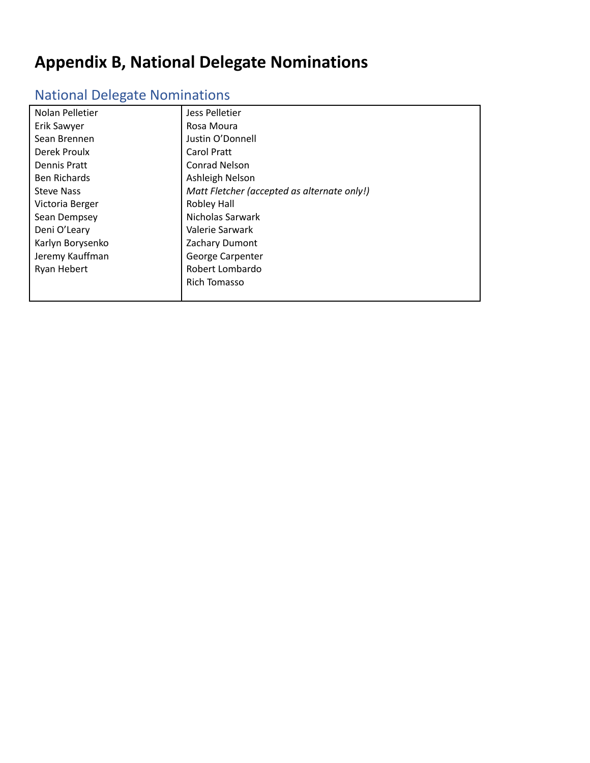# Appendix B, National Delegate Nominations

## National Delegate Nominations

| | |
|---|---|
| Nolan Pelletier | Jess Pelletier |
| Erik Sawyer | Rosa Moura |
| Sean Brennen | Justin O'Donnell |
| Derek Proulx | Carol Pratt |
| Dennis Pratt | Conrad Nelson |
| Ben Richards | Ashleigh Nelson |
| Steve Nass | *Matt Fletcher (accepted as alternate only!)* |
| Victoria Berger | Robley Hall |
| Sean Dempsey | Nicholas Sarwark |
| Deni O'Leary | Valerie Sarwark |
| Karlyn Borysenko | Zachary Dumont |
| Jeremy Kauffman | George Carpenter |
| Ryan Hebert | Robert Lombardo |
| | Rich Tomasso |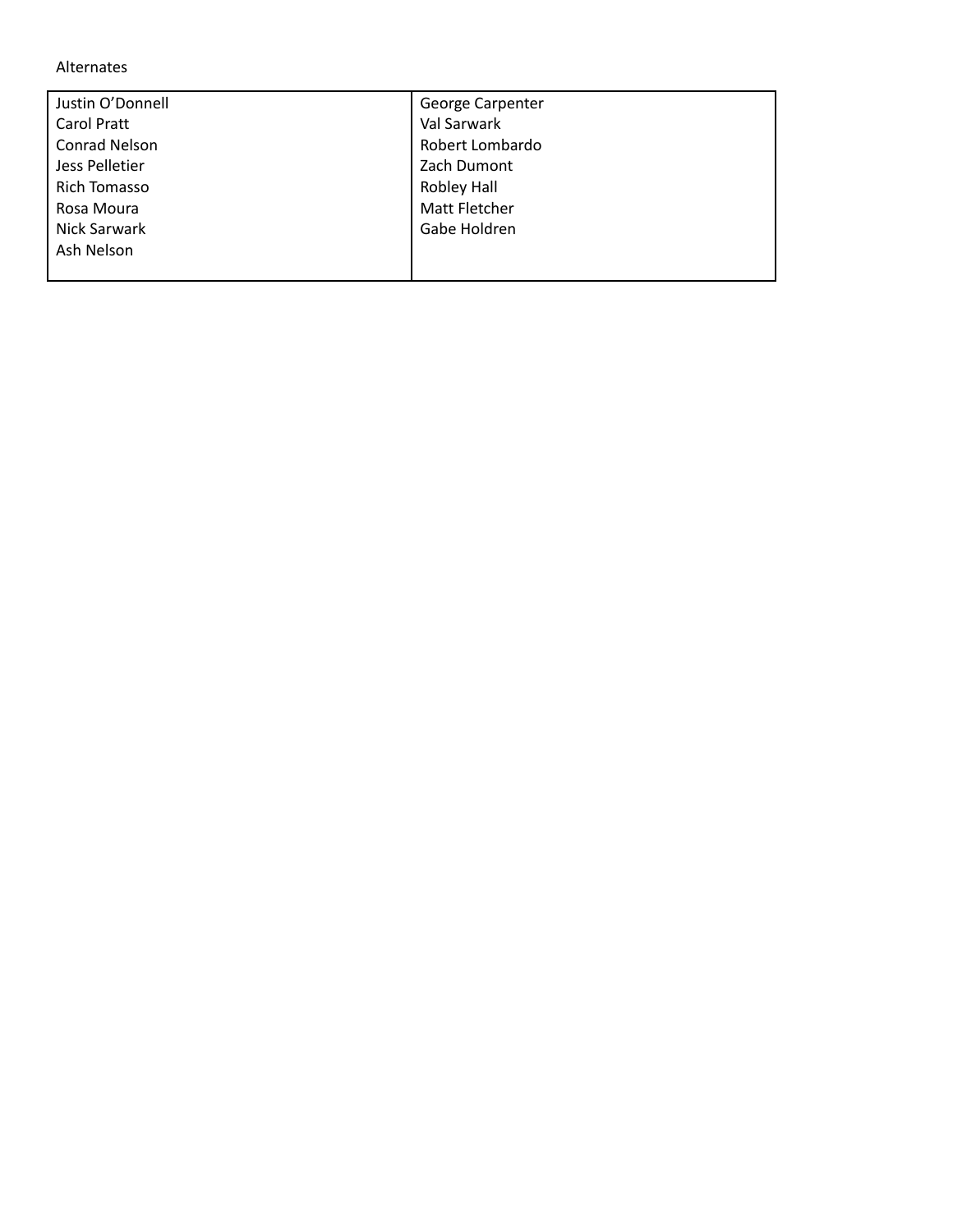Alternates

| | |
|---|---|
| Justin O'Donnell<br>Carol Pratt<br>Conrad Nelson<br>Jess Pelletier<br>Rich Tomasso<br>Rosa Moura<br>Nick Sarwark<br>Ash Nelson | George Carpenter<br>Val Sarwark<br>Robert Lombardo<br>Zach Dumont<br>Robley Hall<br>Matt Fletcher<br>Gabe Holdren |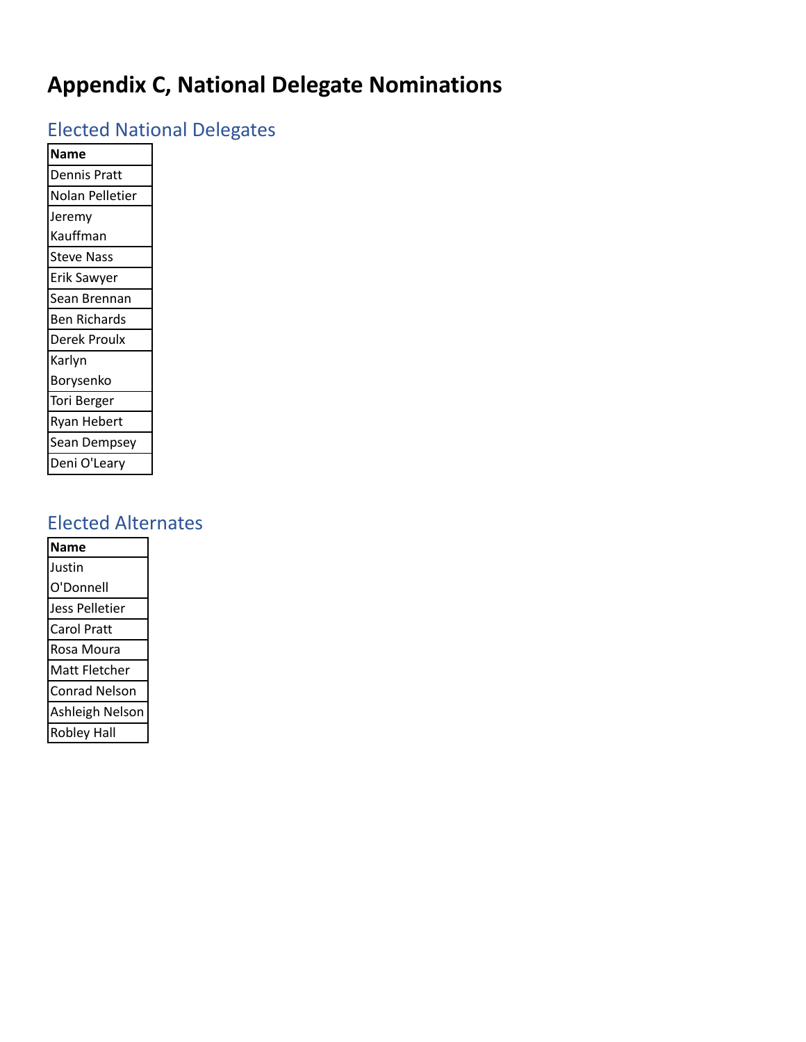# Appendix C, National Delegate Nominations

## Elected National Delegates

| Name |
| --- |
| Dennis Pratt |
| Nolan Pelletier |
| Jeremy Kauffman |
| Steve Nass |
| Erik Sawyer |
| Sean Brennan |
| Ben Richards |
| Derek Proulx |
| Karlyn Borysenko |
| Tori Berger |
| Ryan Hebert |
| Sean Dempsey |
| Deni O'Leary |

## Elected Alternates

| Name |
| --- |
| Justin O'Donnell |
| Jess Pelletier |
| Carol Pratt |
| Rosa Moura |
| Matt Fletcher |
| Conrad Nelson |
| Ashleigh Nelson |
| Robley Hall |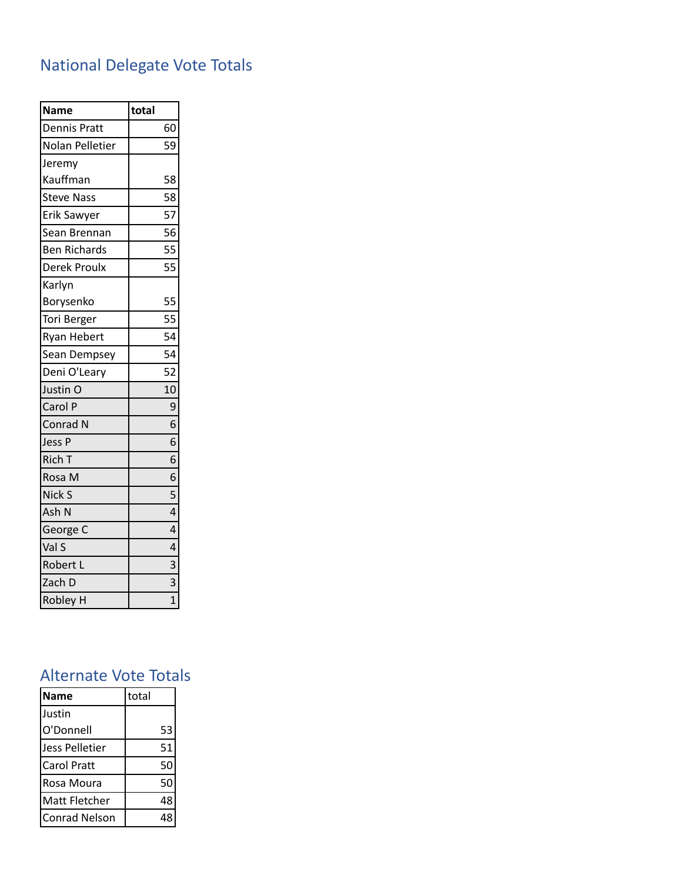## National Delegate Vote Totals

| Name | total |
|---|---|
| Dennis Pratt | 60 |
| Nolan Pelletier | 59 |
| Jeremy Kauffman | 58 |
| Steve Nass | 58 |
| Erik Sawyer | 57 |
| Sean Brennan | 56 |
| Ben Richards | 55 |
| Derek Proulx | 55 |
| Karlyn Borysenko | 55 |
| Tori Berger | 55 |
| Ryan Hebert | 54 |
| Sean Dempsey | 54 |
| Deni O'Leary | 52 |
| Justin O | 10 |
| Carol P | 9 |
| Conrad N | 6 |
| Jess P | 6 |
| Rich T | 6 |
| Rosa M | 6 |
| Nick S | 5 |
| Ash N | 4 |
| George C | 4 |
| Val S | 4 |
| Robert L | 3 |
| Zach D | 3 |
| Robley H | 1 |

## Alternate Vote Totals

| Name | total |
|---|---|
| Justin O'Donnell | 53 |
| Jess Pelletier | 51 |
| Carol Pratt | 50 |
| Rosa Moura | 50 |
| Matt Fletcher | 48 |
| Conrad Nelson | 48 |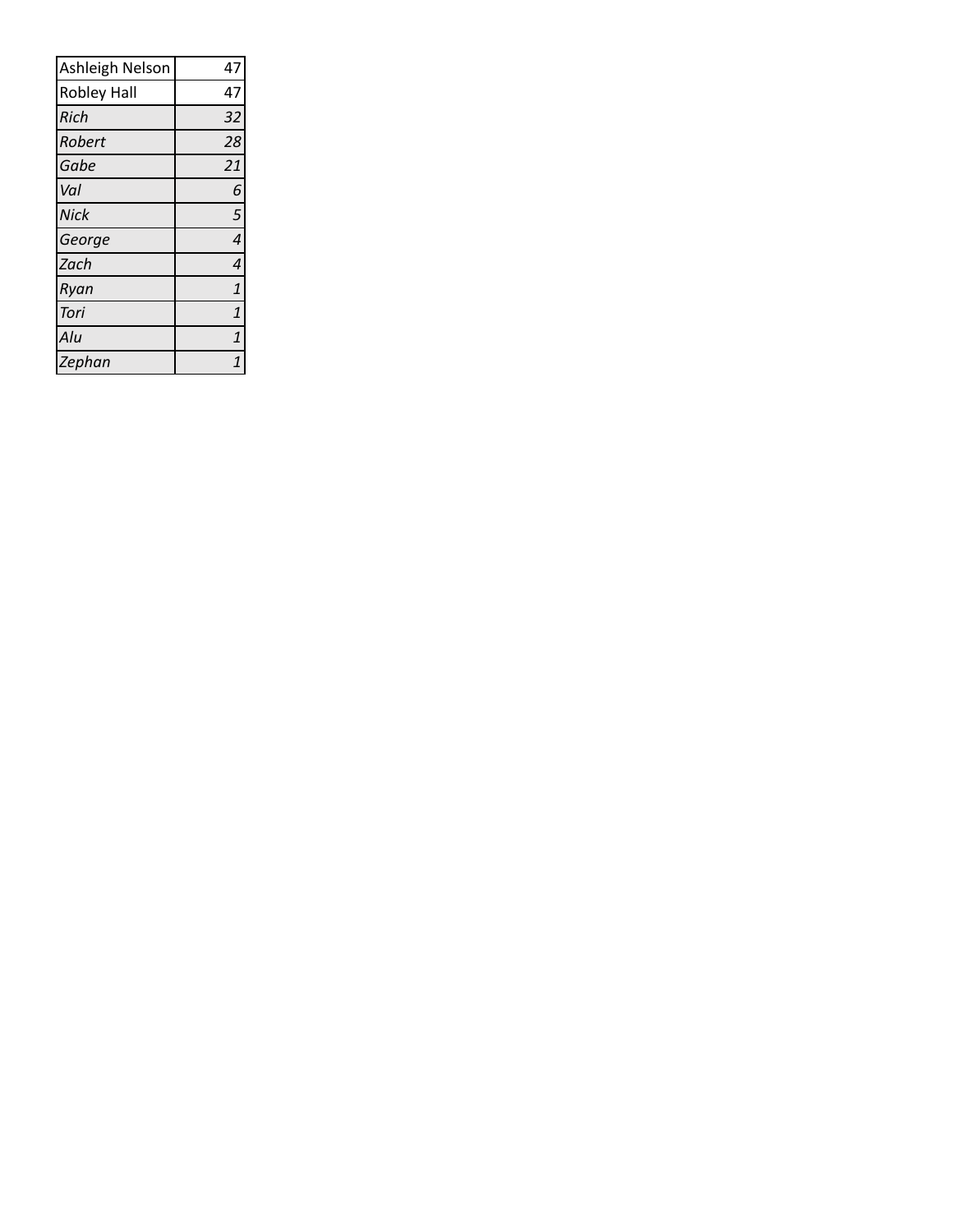| Ashleigh Nelson | 47 |
|---|---|
| Robley Hall | 47 |
| *Rich* | *32* |
| *Robert* | *28* |
| *Gabe* | *21* |
| *Val* | *6* |
| *Nick* | *5* |
| *George* | *4* |
| *Zach* | *4* |
| *Ryan* | *1* |
| *Tori* | *1* |
| *Alu* | *1* |
| *Zephan* | *1* |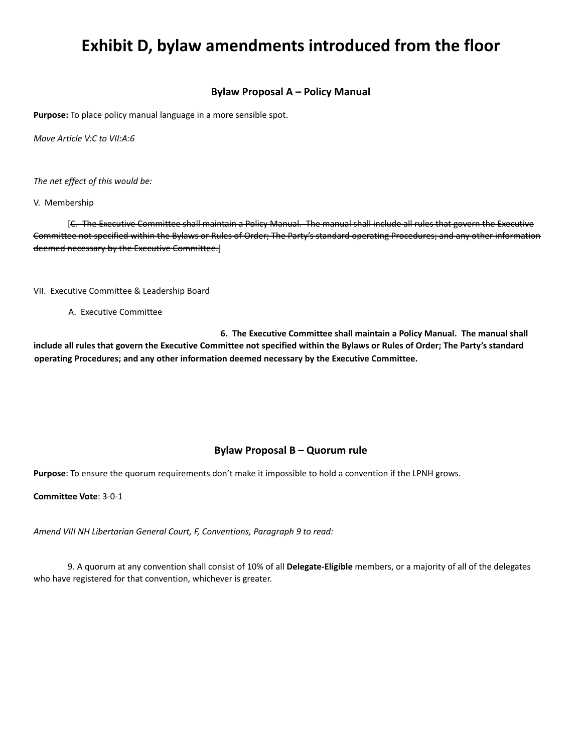# Exhibit D, bylaw amendments introduced from the floor

### Bylaw Proposal A – Policy Manual

**Purpose:** To place policy manual language in a more sensible spot.

*Move Article V:C to VII:A:6*

*The net effect of this would be:*

V. Membership

[~~C. The Executive Committee shall maintain a Policy Manual. The manual shall include all rules that govern the Executive Committee not specified within the Bylaws or Rules of Order; The Party's standard operating Procedures; and any other information deemed necessary by the Executive Committee.~~]

VII. Executive Committee & Leadership Board

A. Executive Committee

**6. The Executive Committee shall maintain a Policy Manual. The manual shall include all rules that govern the Executive Committee not specified within the Bylaws or Rules of Order; The Party's standard operating Procedures; and any other information deemed necessary by the Executive Committee.**

### Bylaw Proposal B – Quorum rule

**Purpose**: To ensure the quorum requirements don't make it impossible to hold a convention if the LPNH grows.

**Committee Vote**: 3-0-1

*Amend VIII NH Libertarian General Court, F, Conventions, Paragraph 9 to read:*

9. A quorum at any convention shall consist of 10% of all **Delegate-Eligible** members, or a majority of all of the delegates who have registered for that convention, whichever is greater.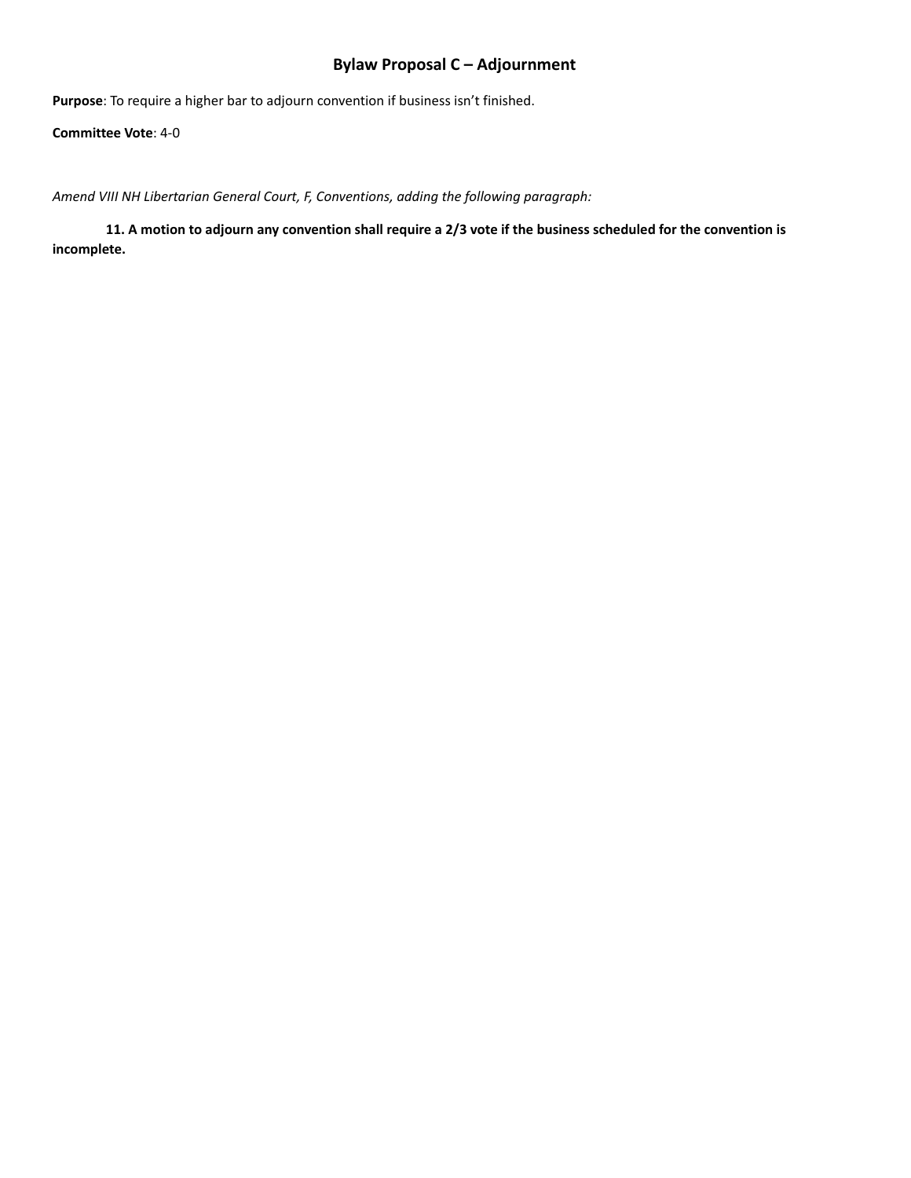## Bylaw Proposal C – Adjournment

**Purpose**: To require a higher bar to adjourn convention if business isn't finished.

**Committee Vote**: 4-0

*Amend VIII NH Libertarian General Court, F, Conventions, adding the following paragraph:*

**11. A motion to adjourn any convention shall require a 2/3 vote if the business scheduled for the convention is incomplete.**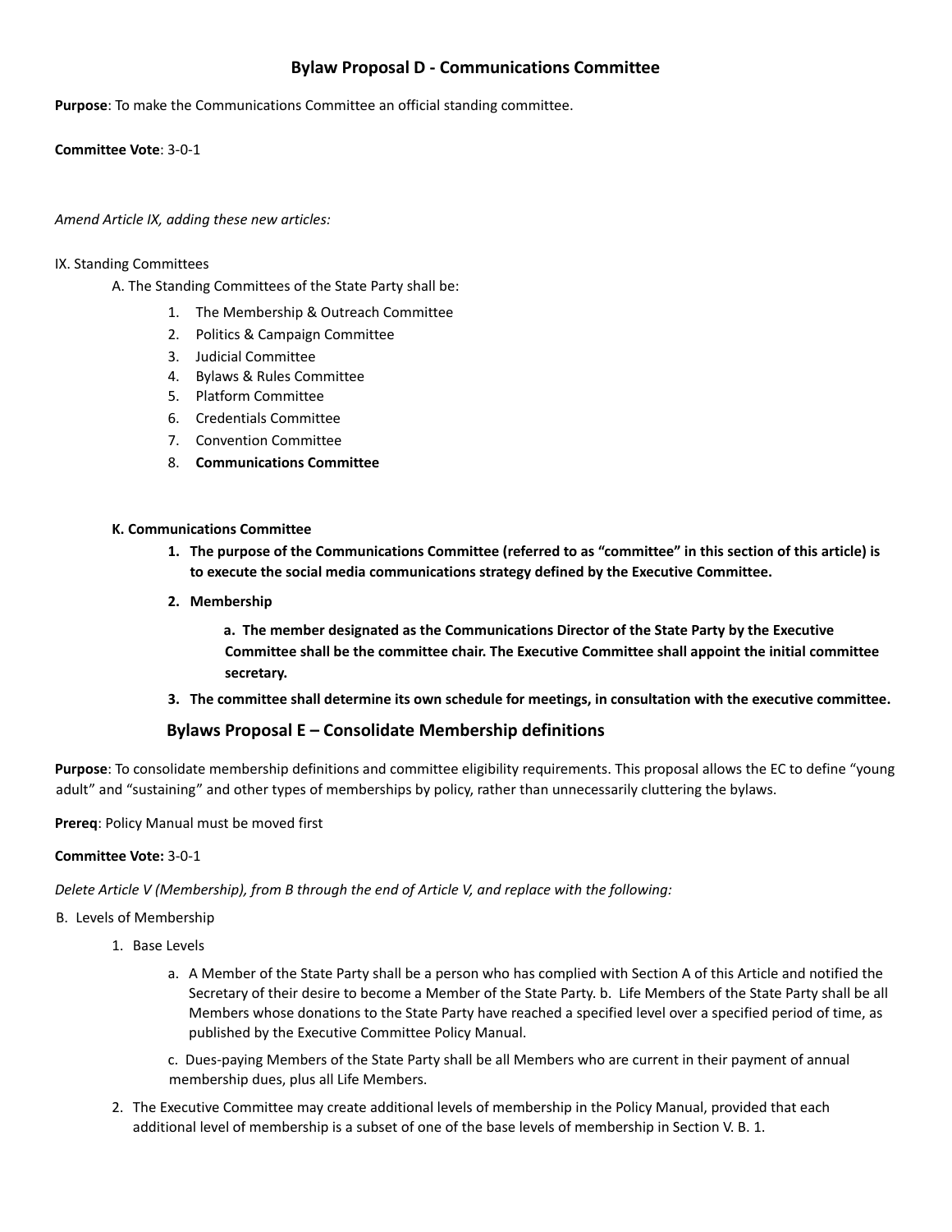## Bylaw Proposal D - Communications Committee

**Purpose**: To make the Communications Committee an official standing committee.

**Committee Vote**: 3-0-1

*Amend Article IX, adding these new articles:*

IX. Standing Committees

A. The Standing Committees of the State Party shall be:

1. The Membership & Outreach Committee
2. Politics & Campaign Committee
3. Judicial Committee
4. Bylaws & Rules Committee
5. Platform Committee
6. Credentials Committee
7. Convention Committee
8. **Communications Committee**

**K. Communications Committee**

1. **The purpose of the Communications Committee (referred to as "committee" in this section of this article) is to execute the social media communications strategy defined by the Executive Committee.**
2. **Membership**

   **a. The member designated as the Communications Director of the State Party by the Executive Committee shall be the committee chair. The Executive Committee shall appoint the initial committee secretary.**

3. **The committee shall determine its own schedule for meetings, in consultation with the executive committee.**

## Bylaws Proposal E – Consolidate Membership definitions

**Purpose**: To consolidate membership definitions and committee eligibility requirements. This proposal allows the EC to define "young adult" and "sustaining" and other types of memberships by policy, rather than unnecessarily cluttering the bylaws.

**Prereq**: Policy Manual must be moved first

**Committee Vote:** 3-0-1

*Delete Article V (Membership), from B through the end of Article V, and replace with the following:*

B. Levels of Membership

1. Base Levels

   a. A Member of the State Party shall be a person who has complied with Section A of this Article and notified the Secretary of their desire to become a Member of the State Party. b. Life Members of the State Party shall be all Members whose donations to the State Party have reached a specified level over a specified period of time, as published by the Executive Committee Policy Manual.

   c. Dues-paying Members of the State Party shall be all Members who are current in their payment of annual membership dues, plus all Life Members.

2. The Executive Committee may create additional levels of membership in the Policy Manual, provided that each additional level of membership is a subset of one of the base levels of membership in Section V. B. 1.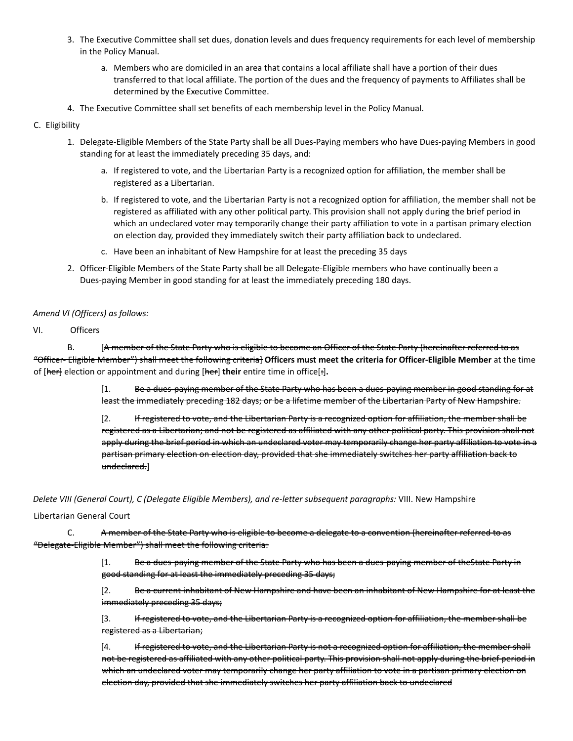3. The Executive Committee shall set dues, donation levels and dues frequency requirements for each level of membership in the Policy Manual.
    a. Members who are domiciled in an area that contains a local affiliate shall have a portion of their dues transferred to that local affiliate. The portion of the dues and the frequency of payments to Affiliates shall be determined by the Executive Committee.
4. The Executive Committee shall set benefits of each membership level in the Policy Manual.

C. Eligibility

1. Delegate-Eligible Members of the State Party shall be all Dues-Paying members who have Dues-paying Members in good standing for at least the immediately preceding 35 days, and:
    a. If registered to vote, and the Libertarian Party is a recognized option for affiliation, the member shall be registered as a Libertarian.
    b. If registered to vote, and the Libertarian Party is not a recognized option for affiliation, the member shall not be registered as affiliated with any other political party. This provision shall not apply during the brief period in which an undeclared voter may temporarily change their party affiliation to vote in a partisan primary election on election day, provided they immediately switch their party affiliation back to undeclared.
    c. Have been an inhabitant of New Hampshire for at least the preceding 35 days
2. Officer-Eligible Members of the State Party shall be all Delegate-Eligible members who have continually been a Dues-paying Member in good standing for at least the immediately preceding 180 days.

*Amend VI (Officers) as follows:*

VI. Officers

B. [~~A member of the State Party who is eligible to become an Officer of the State Party (hereinafter referred to as "Officer- Eligible Member") shall meet the following criteria~~] **Officers must meet the criteria for Officer-Eligible Member** at the time of [~~her~~] election or appointment and during [~~her~~] **their** entire time in office[~~:~~]**.**

[1. ~~Be a dues-paying member of the State Party who has been a dues-paying member in good standing for at least the immediately preceding 182 days; or be a lifetime member of the Libertarian Party of New Hampshire.~~

[2. ~~If registered to vote, and the Libertarian Party is a recognized option for affiliation, the member shall be registered as a Libertarian; and not be registered as affiliated with any other political party. This provision shall not apply during the brief period in which an undeclared voter may temporarily change her party affiliation to vote in a partisan primary election on election day, provided that she immediately switches her party affiliation back to undeclared.~~]

*Delete VIII (General Court), C (Delegate Eligible Members), and re-letter subsequent paragraphs:* VIII. New Hampshire Libertarian General Court

C. ~~A member of the State Party who is eligible to become a delegate to a convention (hereinafter referred to as "Delegate-Eligible Member") shall meet the following criteria:~~

[1. ~~Be a dues-paying member of the State Party who has been a dues-paying member of theState Party in good standing for at least the immediately preceding 35 days;~~

[2. ~~Be a current inhabitant of New Hampshire and have been an inhabitant of New Hampshire for at least the immediately preceding 35 days;~~

[3. ~~If registered to vote, and the Libertarian Party is a recognized option for affiliation, the member shall be registered as a Libertarian;~~

[4. ~~If registered to vote, and the Libertarian Party is not a recognized option for affiliation, the member shall not be registered as affiliated with any other political party. This provision shall not apply during the brief period in which an undeclared voter may temporarily change her party affiliation to vote in a partisan primary election on election day, provided that she immediately switches her party affiliation back to undeclared~~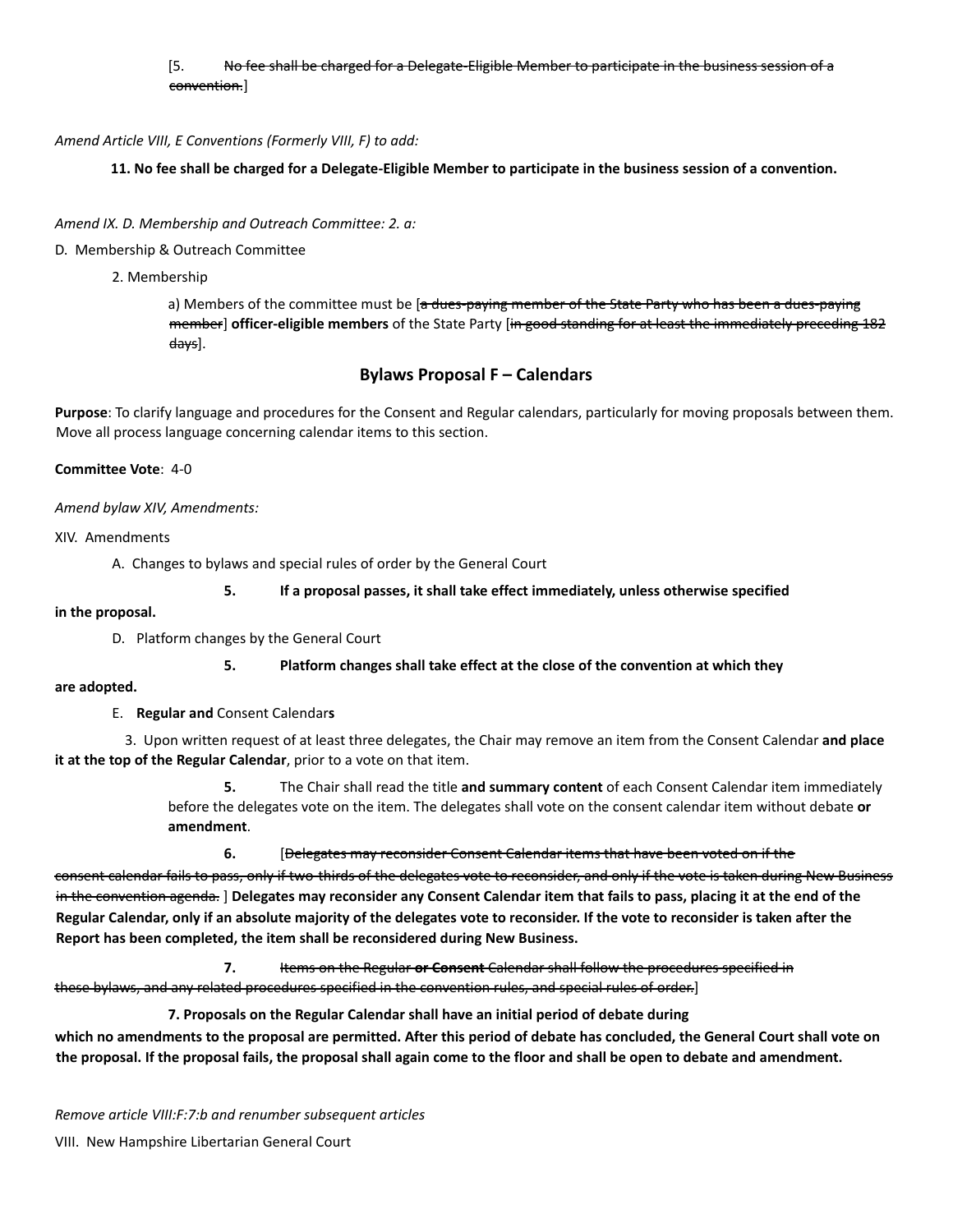[5. ~~No fee shall be charged for a Delegate-Eligible Member to participate in the business session of a convention.~~]

*Amend Article VIII, E Conventions (Formerly VIII, F) to add:*

**11. No fee shall be charged for a Delegate-Eligible Member to participate in the business session of a convention.**

*Amend IX. D. Membership and Outreach Committee: 2. a:*

D. Membership & Outreach Committee

2. Membership

a) Members of the committee must be [~~a dues-paying member of the State Party who has been a dues-paying member~~] **officer-eligible members** of the State Party [~~in good standing for at least the immediately preceding 182 days~~].

## Bylaws Proposal F – Calendars

**Purpose**: To clarify language and procedures for the Consent and Regular calendars, particularly for moving proposals between them. Move all process language concerning calendar items to this section.

**Committee Vote**: 4-0

*Amend bylaw XIV, Amendments:*

XIV. Amendments

A. Changes to bylaws and special rules of order by the General Court

**5. If a proposal passes, it shall take effect immediately, unless otherwise specified in the proposal.**

D. Platform changes by the General Court

**5. Platform changes shall take effect at the close of the convention at which they are adopted.**

E. **Regular and** Consent Calendar**s**

3. Upon written request of at least three delegates, the Chair may remove an item from the Consent Calendar **and place it at the top of the Regular Calendar**, prior to a vote on that item.

**5.** The Chair shall read the title **and summary content** of each Consent Calendar item immediately before the delegates vote on the item. The delegates shall vote on the consent calendar item without debate **or amendment**.

**6.** [~~Delegates may reconsider Consent Calendar items that have been voted on if the consent calendar fails to pass, only if two-thirds of the delegates vote to reconsider, and only if the vote is taken during New Business in the convention agenda.~~ ] **Delegates may reconsider any Consent Calendar item that fails to pass, placing it at the end of the Regular Calendar, only if an absolute majority of the delegates vote to reconsider. If the vote to reconsider is taken after the Report has been completed, the item shall be reconsidered during New Business.**

**7.** ~~Items on the Regular~~ ~~**or Consent**~~ ~~Calendar shall follow the procedures specified in these bylaws, and any related procedures specified in the convention rules, and special rules of order.~~]

**7. Proposals on the Regular Calendar shall have an initial period of debate during which no amendments to the proposal are permitted. After this period of debate has concluded, the General Court shall vote on the proposal. If the proposal fails, the proposal shall again come to the floor and shall be open to debate and amendment.**

*Remove article VIII:F:7:b and renumber subsequent articles*

VIII. New Hampshire Libertarian General Court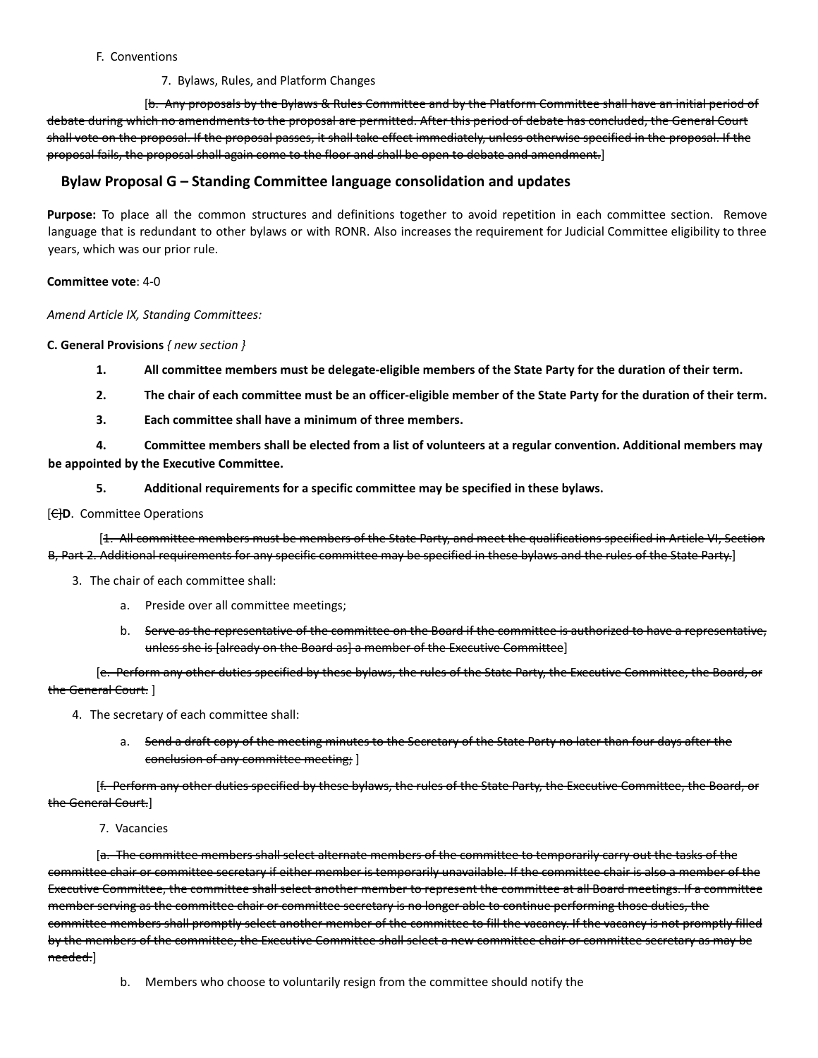F. Conventions

7. Bylaws, Rules, and Platform Changes

[~~b. Any proposals by the Bylaws & Rules Committee and by the Platform Committee shall have an initial period of debate during which no amendments to the proposal are permitted. After this period of debate has concluded, the General Court shall vote on the proposal. If the proposal passes, it shall take effect immediately, unless otherwise specified in the proposal. If the proposal fails, the proposal shall again come to the floor and shall be open to debate and amendment.~~]

## Bylaw Proposal G – Standing Committee language consolidation and updates

**Purpose:** To place all the common structures and definitions together to avoid repetition in each committee section. Remove language that is redundant to other bylaws or with RONR. Also increases the requirement for Judicial Committee eligibility to three years, which was our prior rule.

**Committee vote**: 4-0

*Amend Article IX, Standing Committees:*

**C. General Provisions** *{ new section }*

1. **All committee members must be delegate-eligible members of the State Party for the duration of their term.**
2. **The chair of each committee must be an officer-eligible member of the State Party for the duration of their term.**
3. **Each committee shall have a minimum of three members.**
4. **Committee members shall be elected from a list of volunteers at a regular convention. Additional members may be appointed by the Executive Committee.**
5. **Additional requirements for a specific committee may be specified in these bylaws.**

[~~C~~]**D**. Committee Operations

[~~1. All committee members must be members of the State Party, and meet the qualifications specified in Article VI, Section B, Part 2. Additional requirements for any specific committee may be specified in these bylaws and the rules of the State Party.~~]

3. The chair of each committee shall:
   a. Preside over all committee meetings;
   b. ~~Serve as the representative of the committee on the Board if the committee is authorized to have a representative, unless she is [already on the Board as] a member of the Executive Committee~~]

   [~~c. Perform any other duties specified by these bylaws, the rules of the State Party, the Executive Committee, the Board, or the General Court.~~ ]

4. The secretary of each committee shall:
   a. ~~Send a draft copy of the meeting minutes to the Secretary of the State Party no later than four days after the conclusion of any committee meeting;~~ ]

   [~~f. Perform any other duties specified by these bylaws, the rules of the State Party, the Executive Committee, the Board, or the General Court.~~]

7. Vacancies

   [~~a. The committee members shall select alternate members of the committee to temporarily carry out the tasks of the committee chair or committee secretary if either member is temporarily unavailable. If the committee chair is also a member of the Executive Committee, the committee shall select another member to represent the committee at all Board meetings. If a committee member serving as the committee chair or committee secretary is no longer able to continue performing those duties, the committee members shall promptly select another member of the committee to fill the vacancy. If the vacancy is not promptly filled by the members of the committee, the Executive Committee shall select a new committee chair or committee secretary as may be needed.~~]

   b. Members who choose to voluntarily resign from the committee should notify the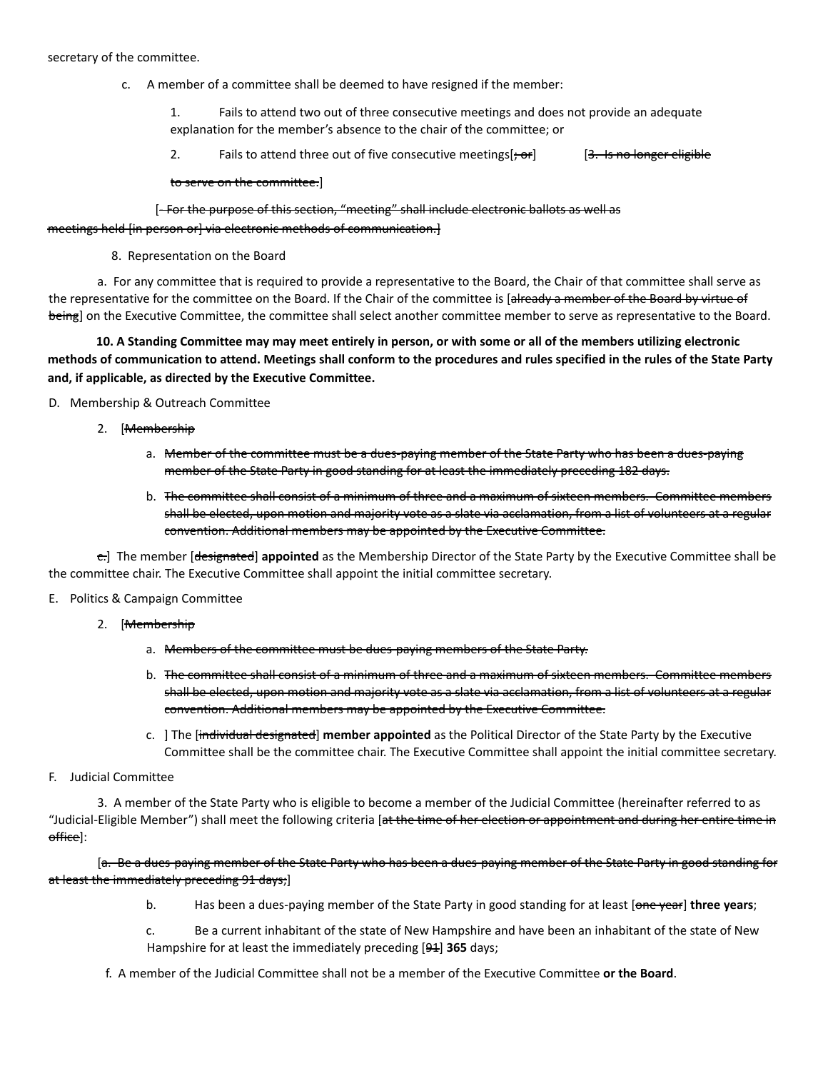secretary of the committee.

c. A member of a committee shall be deemed to have resigned if the member:

1. Fails to attend two out of three consecutive meetings and does not provide an adequate explanation for the member's absence to the chair of the committee; or

2. Fails to attend three out of five consecutive meetings[~~; or~~] [~~3. Is no longer eligible to serve on the committee.~~]

[~~For the purpose of this section, "meeting" shall include electronic ballots as well as meetings held [in person or] via electronic methods of communication.~~]

8. Representation on the Board

a. For any committee that is required to provide a representative to the Board, the Chair of that committee shall serve as the representative for the committee on the Board. If the Chair of the committee is [~~already a member of the Board by virtue of being~~] on the Executive Committee, the committee shall select another committee member to serve as representative to the Board.

**10. A Standing Committee may may meet entirely in person, or with some or all of the members utilizing electronic methods of communication to attend. Meetings shall conform to the procedures and rules specified in the rules of the State Party and, if applicable, as directed by the Executive Committee.**

D. Membership & Outreach Committee

2. [~~Membership~~

a. ~~Member of the committee must be a dues-paying member of the State Party who has been a dues-paying member of the State Party in good standing for at least the immediately preceding 182 days.~~

b. ~~The committee shall consist of a minimum of three and a maximum of sixteen members. Committee members shall be elected, upon motion and majority vote as a slate via acclamation, from a list of volunteers at a regular convention. Additional members may be appointed by the Executive Committee.~~

~~c.~~] The member [~~designated~~] **appointed** as the Membership Director of the State Party by the Executive Committee shall be the committee chair. The Executive Committee shall appoint the initial committee secretary.

E. Politics & Campaign Committee

2. [~~Membership~~

a. ~~Members of the committee must be dues-paying members of the State Party.~~

b. ~~The committee shall consist of a minimum of three and a maximum of sixteen members. Committee members shall be elected, upon motion and majority vote as a slate via acclamation, from a list of volunteers at a regular convention. Additional members may be appointed by the Executive Committee.~~

c. ] The [~~individual designated~~] **member appointed** as the Political Director of the State Party by the Executive Committee shall be the committee chair. The Executive Committee shall appoint the initial committee secretary.

F. Judicial Committee

3. A member of the State Party who is eligible to become a member of the Judicial Committee (hereinafter referred to as "Judicial-Eligible Member") shall meet the following criteria [~~at the time of her election or appointment and during her entire time in office~~]:

[~~a. Be a dues-paying member of the State Party who has been a dues-paying member of the State Party in good standing for at least the immediately preceding 91 days;~~]

b. Has been a dues-paying member of the State Party in good standing for at least [~~one year~~] **three years**;

c. Be a current inhabitant of the state of New Hampshire and have been an inhabitant of the state of New Hampshire for at least the immediately preceding [~~91~~] **365** days;

f. A member of the Judicial Committee shall not be a member of the Executive Committee **or the Board**.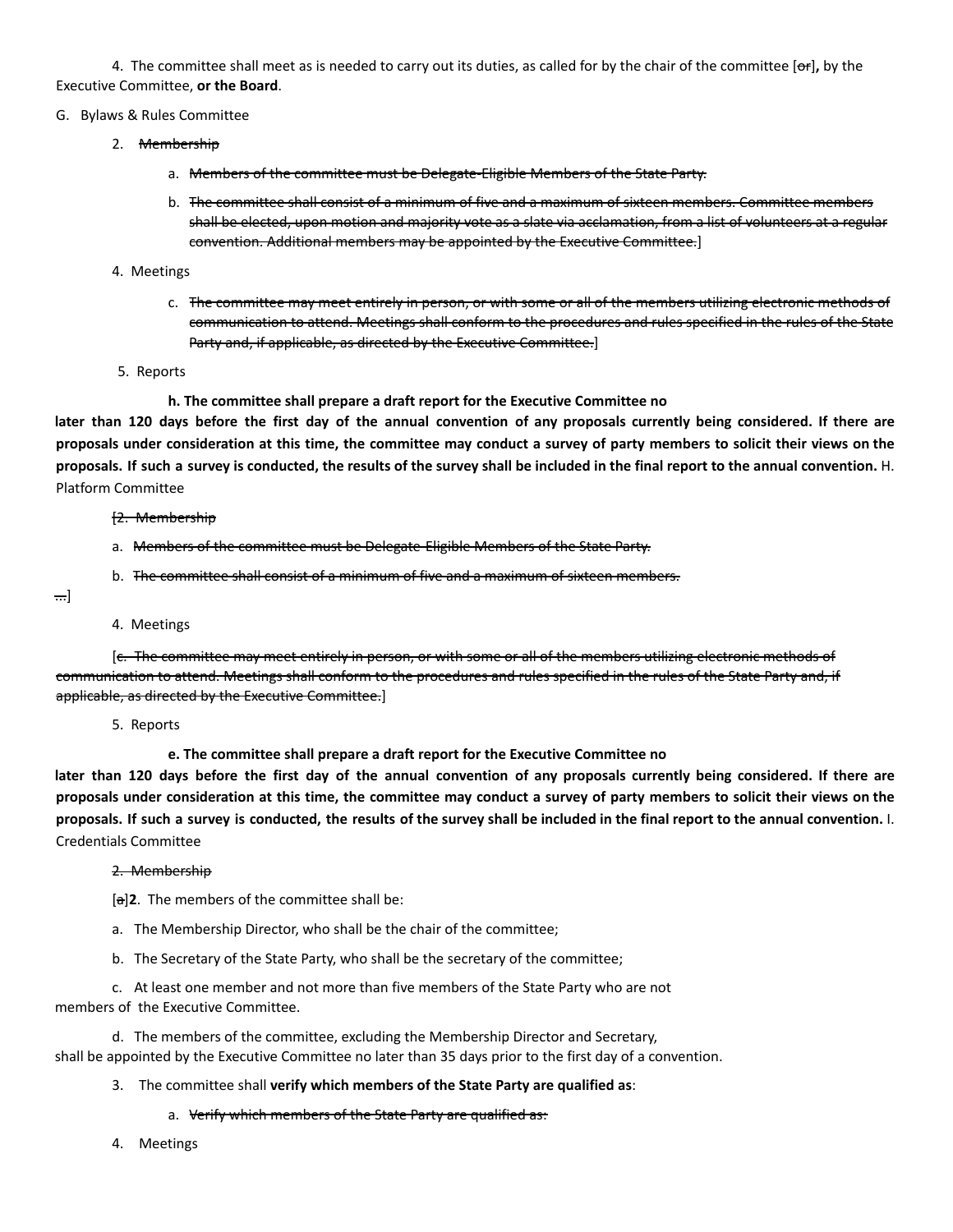4. The committee shall meet as is needed to carry out its duties, as called for by the chair of the committee [~~or~~]**,** by the Executive Committee, **or the Board**.

G. Bylaws & Rules Committee

2. ~~Membership~~

a. ~~Members of the committee must be Delegate-Eligible Members of the State Party.~~

b. ~~The committee shall consist of a minimum of five and a maximum of sixteen members. Committee members shall be elected, upon motion and majority vote as a slate via acclamation, from a list of volunteers at a regular convention. Additional members may be appointed by the Executive Committee.~~]

4. Meetings

c. ~~The committee may meet entirely in person, or with some or all of the members utilizing electronic methods of communication to attend. Meetings shall conform to the procedures and rules specified in the rules of the State Party and, if applicable, as directed by the Executive Committee.~~]

5. Reports

**h. The committee shall prepare a draft report for the Executive Committee no later than 120 days before the first day of the annual convention of any proposals currently being considered. If there are proposals under consideration at this time, the committee may conduct a survey of party members to solicit their views on the proposals. If such a survey is conducted, the results of the survey shall be included in the final report to the annual convention.**

H. Platform Committee

~~[2. Membership~~

a. ~~Members of the committee must be Delegate-Eligible Members of the State Party.~~

b. ~~The committee shall consist of a minimum of five and a maximum of sixteen members.~~

~~...~~]

4. Meetings

[~~c. The committee may meet entirely in person, or with some or all of the members utilizing electronic methods of communication to attend. Meetings shall conform to the procedures and rules specified in the rules of the State Party and, if applicable, as directed by the Executive Committee.~~]

5. Reports

**e. The committee shall prepare a draft report for the Executive Committee no later than 120 days before the first day of the annual convention of any proposals currently being considered. If there are proposals under consideration at this time, the committee may conduct a survey of party members to solicit their views on the proposals. If such a survey is conducted, the results of the survey shall be included in the final report to the annual convention.**

I. Credentials Committee

~~2. Membership~~

[~~a~~]**2**. The members of the committee shall be:

a. The Membership Director, who shall be the chair of the committee;

b. The Secretary of the State Party, who shall be the secretary of the committee;

c. At least one member and not more than five members of the State Party who are not members of the Executive Committee.

d. The members of the committee, excluding the Membership Director and Secretary, shall be appointed by the Executive Committee no later than 35 days prior to the first day of a convention.

3. The committee shall **verify which members of the State Party are qualified as**:

a. ~~Verify which members of the State Party are qualified as:~~

4. Meetings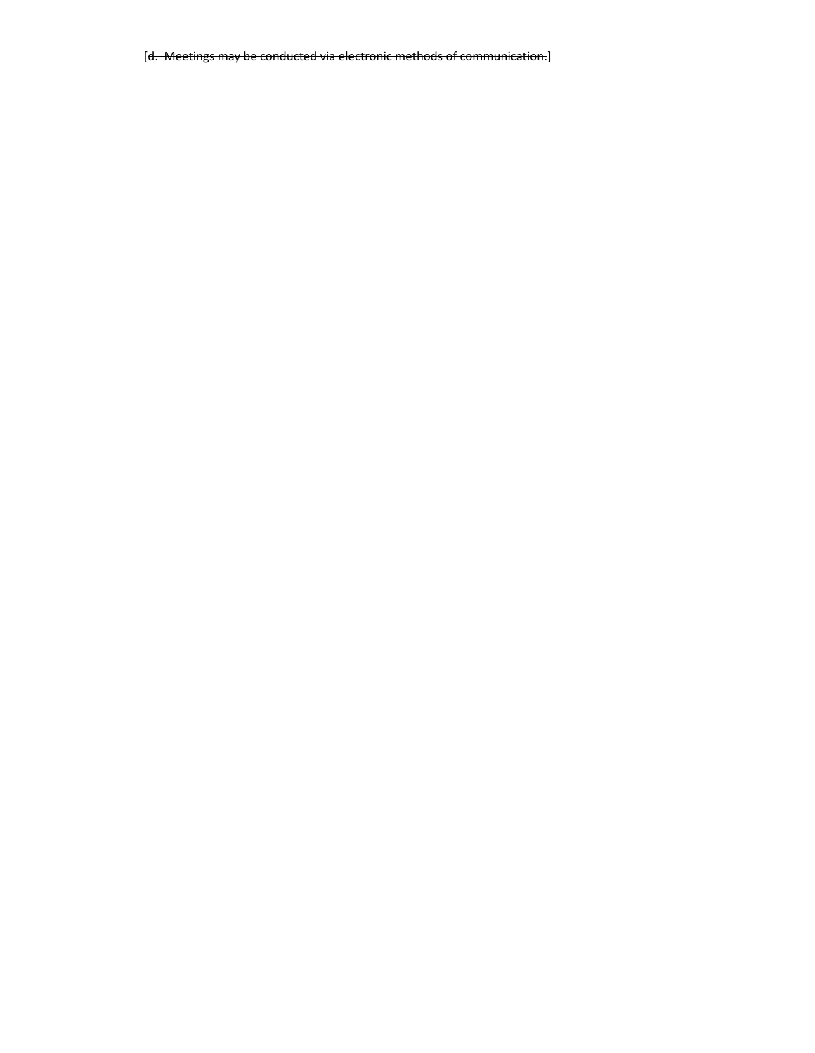[~~d.  Meetings may be conducted via electronic methods of communication.~~]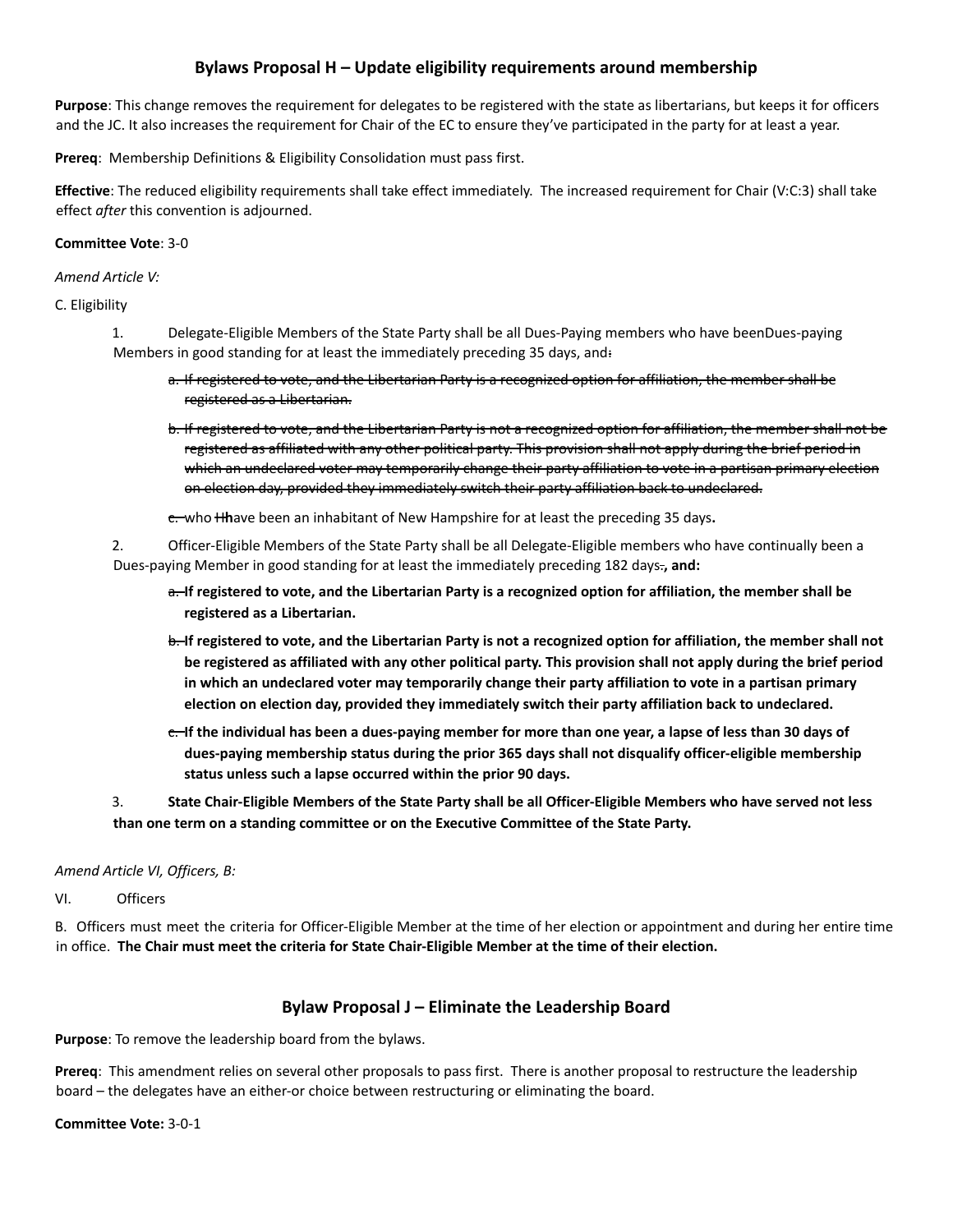## Bylaws Proposal H – Update eligibility requirements around membership

**Purpose**: This change removes the requirement for delegates to be registered with the state as libertarians, but keeps it for officers and the JC. It also increases the requirement for Chair of the EC to ensure they've participated in the party for at least a year.

**Prereq**: Membership Definitions & Eligibility Consolidation must pass first.

**Effective**: The reduced eligibility requirements shall take effect immediately. The increased requirement for Chair (V:C:3) shall take effect *after* this convention is adjourned.

**Committee Vote**: 3-0

*Amend Article V:*

C. Eligibility

1. Delegate-Eligible Members of the State Party shall be all Dues-Paying members who have beenDues-paying Members in good standing for at least the immediately preceding 35 days, and~~:~~

   ~~a. If registered to vote, and the Libertarian Party is a recognized option for affiliation, the member shall be registered as a Libertarian.~~

   ~~b. If registered to vote, and the Libertarian Party is not a recognized option for affiliation, the member shall not be registered as affiliated with any other political party. This provision shall not apply during the brief period in which an undeclared voter may temporarily change their party affiliation to vote in a partisan primary election on election day, provided they immediately switch their party affiliation back to undeclared.~~

   ~~c.~~ who ~~H~~**h**ave been an inhabitant of New Hampshire for at least the preceding 35 days**.**

2. Officer-Eligible Members of the State Party shall be all Delegate-Eligible members who have continually been a Dues-paying Member in good standing for at least the immediately preceding 182 days~~.~~**, and:**

   ~~a.~~ **If registered to vote, and the Libertarian Party is a recognized option for affiliation, the member shall be registered as a Libertarian.**

   ~~b.~~ **If registered to vote, and the Libertarian Party is not a recognized option for affiliation, the member shall not be registered as affiliated with any other political party. This provision shall not apply during the brief period in which an undeclared voter may temporarily change their party affiliation to vote in a partisan primary election on election day, provided they immediately switch their party affiliation back to undeclared.**

   ~~c.~~ **If the individual has been a dues-paying member for more than one year, a lapse of less than 30 days of dues-paying membership status during the prior 365 days shall not disqualify officer-eligible membership status unless such a lapse occurred within the prior 90 days.**

3. **State Chair-Eligible Members of the State Party shall be all Officer-Eligible Members who have served not less than one term on a standing committee or on the Executive Committee of the State Party.**

*Amend Article VI, Officers, B:*

VI. Officers

B. Officers must meet the criteria for Officer-Eligible Member at the time of her election or appointment and during her entire time in office. **The Chair must meet the criteria for State Chair-Eligible Member at the time of their election.**

## Bylaw Proposal J – Eliminate the Leadership Board

**Purpose**: To remove the leadership board from the bylaws.

**Prereq**: This amendment relies on several other proposals to pass first. There is another proposal to restructure the leadership board – the delegates have an either-or choice between restructuring or eliminating the board.

**Committee Vote:** 3-0-1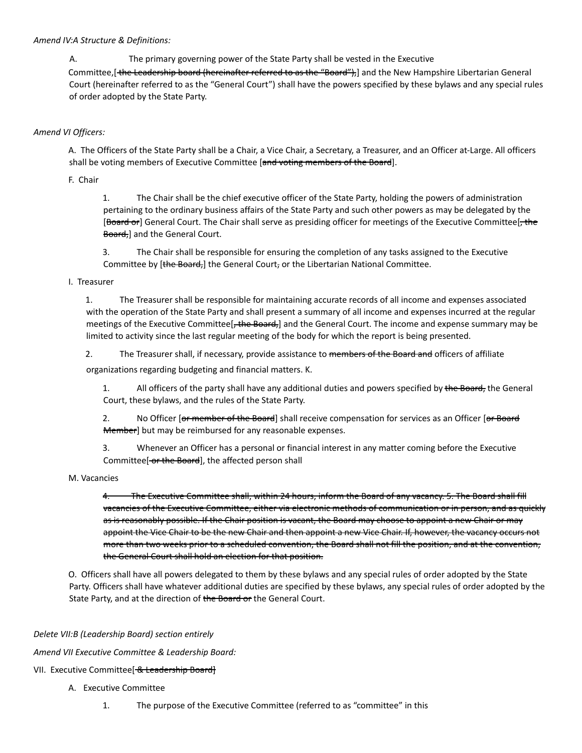*Amend IV:A Structure & Definitions:*

A. The primary governing power of the State Party shall be vested in the Executive Committee,[~~ the Leadership board (hereinafter referred to as the "Board"),~~] and the New Hampshire Libertarian General Court (hereinafter referred to as the "General Court") shall have the powers specified by these bylaws and any special rules of order adopted by the State Party.

*Amend VI Officers:*

A. The Officers of the State Party shall be a Chair, a Vice Chair, a Secretary, a Treasurer, and an Officer at-Large. All officers shall be voting members of Executive Committee [~~and voting members of the Board~~].

F. Chair

1. The Chair shall be the chief executive officer of the State Party, holding the powers of administration pertaining to the ordinary business affairs of the State Party and such other powers as may be delegated by the [~~Board or~~] General Court. The Chair shall serve as presiding officer for meetings of the Executive Committee[~~, the Board,~~] and the General Court.

3. The Chair shall be responsible for ensuring the completion of any tasks assigned to the Executive Committee by [~~the Board,~~] the General Court~~,~~ or the Libertarian National Committee.

I. Treasurer

1. The Treasurer shall be responsible for maintaining accurate records of all income and expenses associated with the operation of the State Party and shall present a summary of all income and expenses incurred at the regular meetings of the Executive Committee[~~, the Board,~~] and the General Court. The income and expense summary may be limited to activity since the last regular meeting of the body for which the report is being presented.

2. The Treasurer shall, if necessary, provide assistance to ~~members of the Board and~~ officers of affiliate organizations regarding budgeting and financial matters. K.

1. All officers of the party shall have any additional duties and powers specified by ~~the Board,~~ the General Court, these bylaws, and the rules of the State Party.

2. No Officer [~~or member of the Board~~] shall receive compensation for services as an Officer [~~or Board Member~~] but may be reimbursed for any reasonable expenses.

3. Whenever an Officer has a personal or financial interest in any matter coming before the Executive Committee[~~ or the Board~~], the affected person shall

M. Vacancies

~~4. The Executive Committee shall, within 24 hours, inform the Board of any vacancy. 5. The Board shall fill vacancies of the Executive Committee, either via electronic methods of communication or in person, and as quickly as is reasonably possible. If the Chair position is vacant, the Board may choose to appoint a new Chair or may appoint the Vice Chair to be the new Chair and then appoint a new Vice Chair. If, however, the vacancy occurs not more than two weeks prior to a scheduled convention, the Board shall not fill the position, and at the convention, the General Court shall hold an election for that position.~~

O. Officers shall have all powers delegated to them by these bylaws and any special rules of order adopted by the State Party. Officers shall have whatever additional duties are specified by these bylaws, any special rules of order adopted by the State Party, and at the direction of ~~the Board or~~ the General Court.

*Delete VII:B (Leadership Board) section entirely*

*Amend VII Executive Committee & Leadership Board:*

VII. Executive Committee[~~ & Leadership Board~~]

A. Executive Committee

1. The purpose of the Executive Committee (referred to as "committee" in this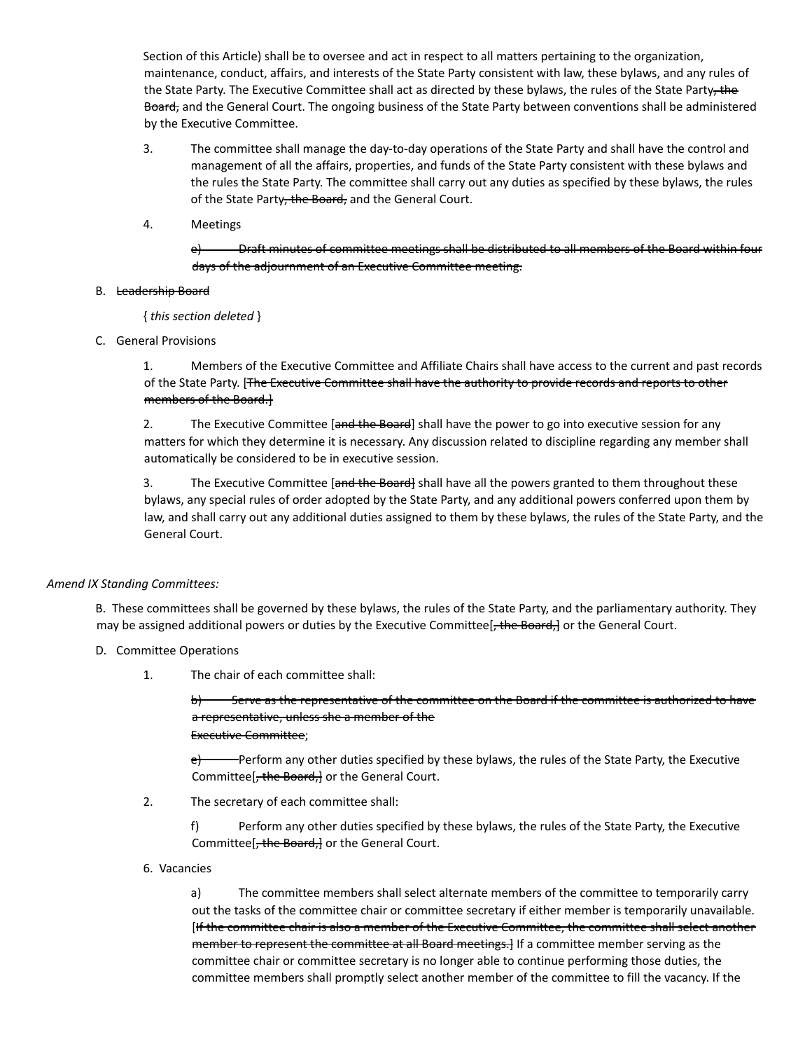Section of this Article) shall be to oversee and act in respect to all matters pertaining to the organization, maintenance, conduct, affairs, and interests of the State Party consistent with law, these bylaws, and any rules of the State Party. The Executive Committee shall act as directed by these bylaws, the rules of the State Party~~, the Board,~~ and the General Court. The ongoing business of the State Party between conventions shall be administered by the Executive Committee.

3. The committee shall manage the day-to-day operations of the State Party and shall have the control and management of all the affairs, properties, and funds of the State Party consistent with these bylaws and the rules the State Party. The committee shall carry out any duties as specified by these bylaws, the rules of the State Party~~, the Board,~~ and the General Court.

4. Meetings

   ~~e) Draft minutes of committee meetings shall be distributed to all members of the Board within four days of the adjournment of an Executive Committee meeting.~~

B. ~~Leadership Board~~

   { *this section deleted* }

C. General Provisions

   1. Members of the Executive Committee and Affiliate Chairs shall have access to the current and past records of the State Party. [~~The Executive Committee shall have the authority to provide records and reports to other members of the Board.~~]

   2. The Executive Committee [~~and the Board~~] shall have the power to go into executive session for any matters for which they determine it is necessary. Any discussion related to discipline regarding any member shall automatically be considered to be in executive session.

   3. The Executive Committee [~~and the Board~~] shall have all the powers granted to them throughout these bylaws, any special rules of order adopted by the State Party, and any additional powers conferred upon them by law, and shall carry out any additional duties assigned to them by these bylaws, the rules of the State Party, and the General Court.

*Amend IX Standing Committees:*

B. These committees shall be governed by these bylaws, the rules of the State Party, and the parliamentary authority. They may be assigned additional powers or duties by the Executive Committee[~~, the Board,~~] or the General Court.

D. Committee Operations

1. The chair of each committee shall:

   ~~b) Serve as the representative of the committee on the Board if the committee is authorized to have a representative, unless she a member of the Executive Committee~~;

   ~~c)~~ Perform any other duties specified by these bylaws, the rules of the State Party, the Executive Committee[~~, the Board,~~] or the General Court.

2. The secretary of each committee shall:

   f) Perform any other duties specified by these bylaws, the rules of the State Party, the Executive Committee[~~, the Board,~~] or the General Court.

6. Vacancies

   a) The committee members shall select alternate members of the committee to temporarily carry out the tasks of the committee chair or committee secretary if either member is temporarily unavailable. [~~If the committee chair is also a member of the Executive Committee, the committee shall select another member to represent the committee at all Board meetings.~~] If a committee member serving as the committee chair or committee secretary is no longer able to continue performing those duties, the committee members shall promptly select another member of the committee to fill the vacancy. If the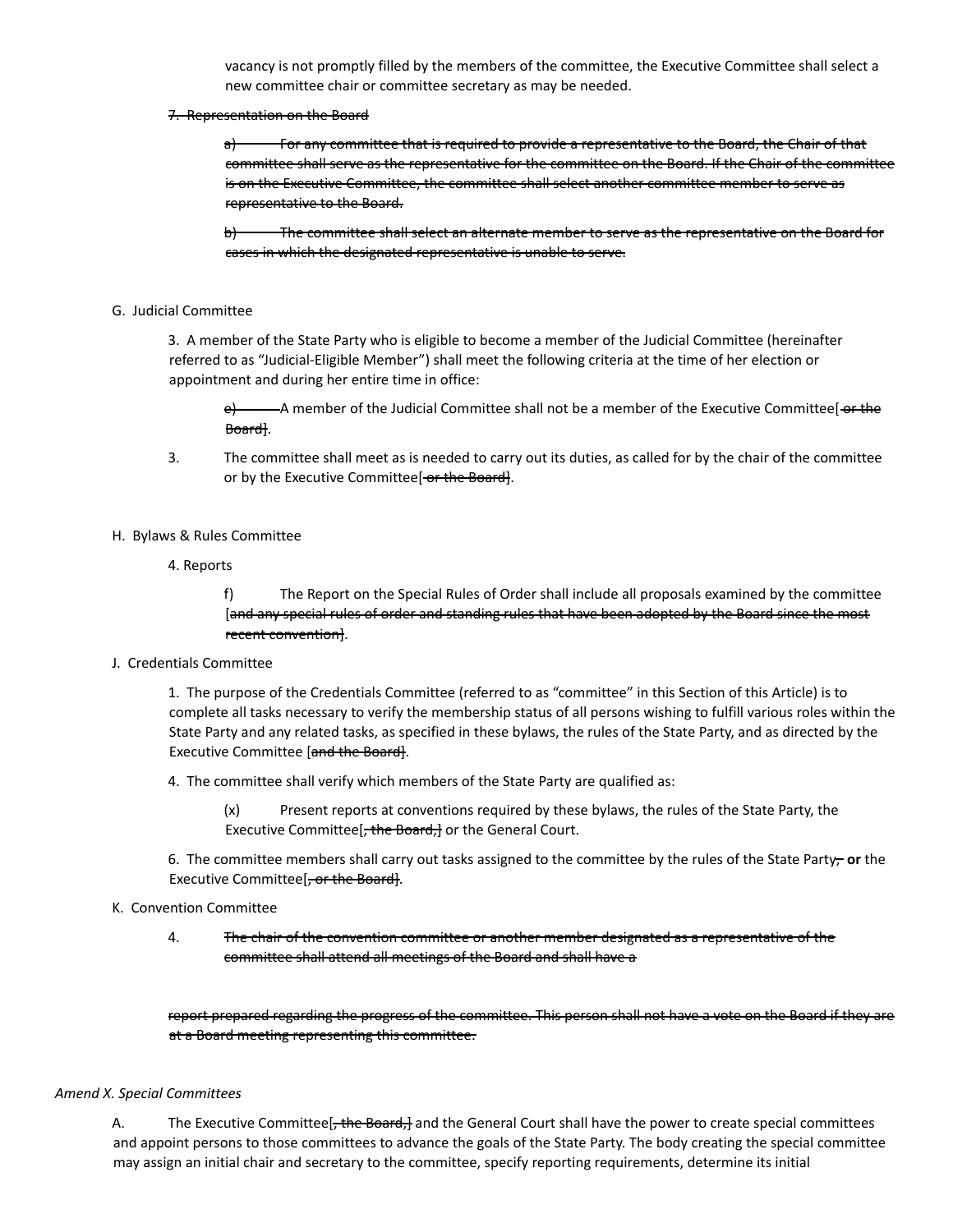vacancy is not promptly filled by the members of the committee, the Executive Committee shall select a new committee chair or committee secretary as may be needed.

~~7. Representation on the Board~~

~~a) For any committee that is required to provide a representative to the Board, the Chair of that committee shall serve as the representative for the committee on the Board. If the Chair of the committee is on the Executive Committee, the committee shall select another committee member to serve as representative to the Board.~~

~~b) The committee shall select an alternate member to serve as the representative on the Board for cases in which the designated representative is unable to serve.~~

G. Judicial Committee

3. A member of the State Party who is eligible to become a member of the Judicial Committee (hereinafter referred to as "Judicial-Eligible Member") shall meet the following criteria at the time of her election or appointment and during her entire time in office:

~~e)~~ A member of the Judicial Committee shall not be a member of the Executive Committee[~~ or the Board~~].

3. The committee shall meet as is needed to carry out its duties, as called for by the chair of the committee or by the Executive Committee[~~ or the Board~~].

H. Bylaws & Rules Committee

4. Reports

f) The Report on the Special Rules of Order shall include all proposals examined by the committee [~~and any special rules of order and standing rules that have been adopted by the Board since the most recent convention~~].

J. Credentials Committee

1. The purpose of the Credentials Committee (referred to as "committee" in this Section of this Article) is to complete all tasks necessary to verify the membership status of all persons wishing to fulfill various roles within the State Party and any related tasks, as specified in these bylaws, the rules of the State Party, and as directed by the Executive Committee [~~and the Board~~].

4. The committee shall verify which members of the State Party are qualified as:

(x) Present reports at conventions required by these bylaws, the rules of the State Party, the Executive Committee[~~, the Board,~~] or the General Court.

6. The committee members shall carry out tasks assigned to the committee by the rules of the State Party~~,~~ **or** the Executive Committee[~~, or the Board~~].

K. Convention Committee

4. ~~The chair of the convention committee or another member designated as a representative of the committee shall attend all meetings of the Board and shall have a~~

~~report prepared regarding the progress of the committee. This person shall not have a vote on the Board if they are at a Board meeting representing this committee.~~

*Amend X. Special Committees*

A. The Executive Committee[~~, the Board,~~] and the General Court shall have the power to create special committees and appoint persons to those committees to advance the goals of the State Party. The body creating the special committee may assign an initial chair and secretary to the committee, specify reporting requirements, determine its initial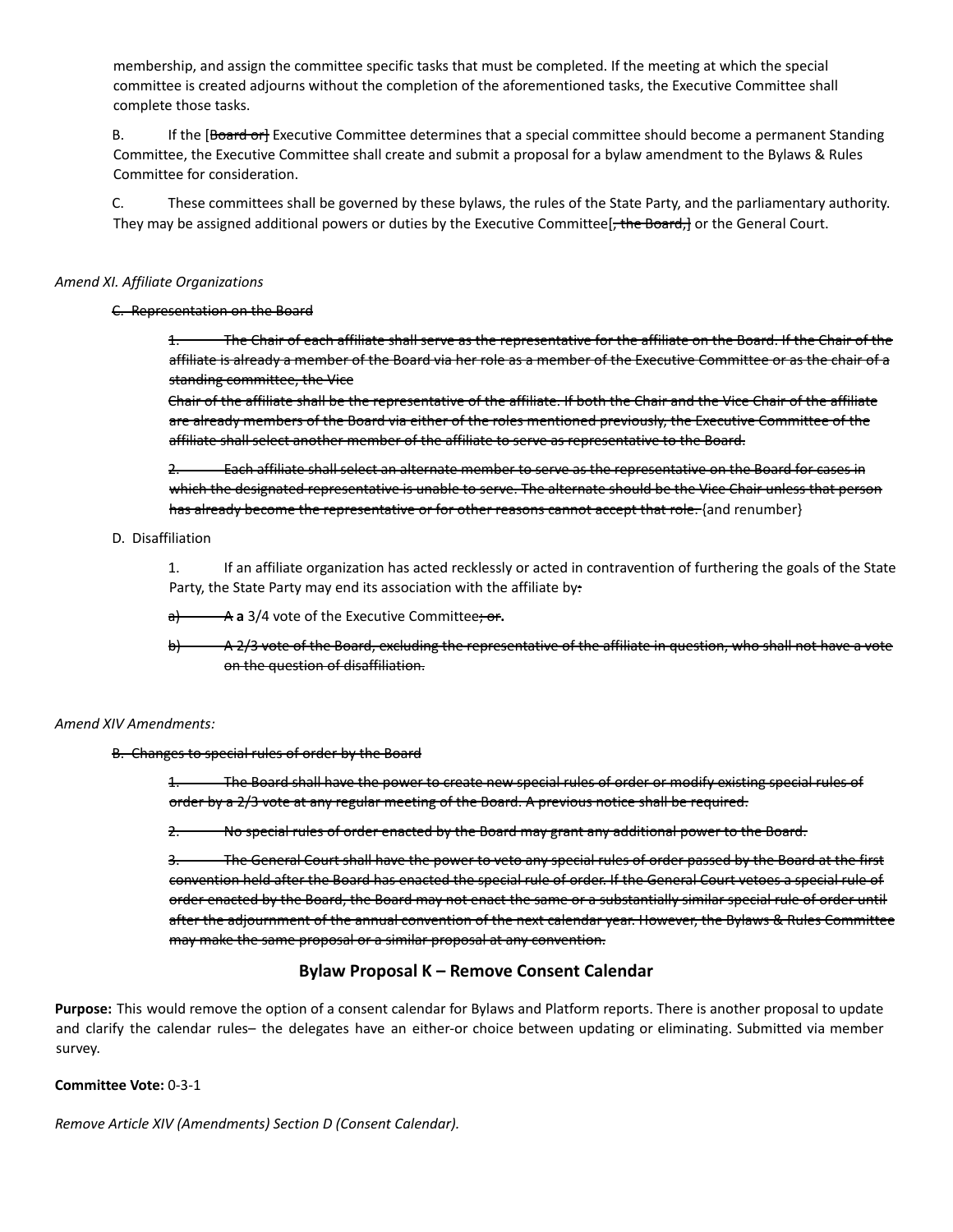membership, and assign the committee specific tasks that must be completed. If the meeting at which the special committee is created adjourns without the completion of the aforementioned tasks, the Executive Committee shall complete those tasks.

B. If the [~~Board or~~] Executive Committee determines that a special committee should become a permanent Standing Committee, the Executive Committee shall create and submit a proposal for a bylaw amendment to the Bylaws & Rules Committee for consideration.

C. These committees shall be governed by these bylaws, the rules of the State Party, and the parliamentary authority. They may be assigned additional powers or duties by the Executive Committee[~~, the Board,~~] or the General Court.

*Amend XI. Affiliate Organizations*

~~C. Representation on the Board~~

~~1. The Chair of each affiliate shall serve as the representative for the affiliate on the Board. If the Chair of the affiliate is already a member of the Board via her role as a member of the Executive Committee or as the chair of a standing committee, the Vice Chair of the affiliate shall be the representative of the affiliate. If both the Chair and the Vice Chair of the affiliate are already members of the Board via either of the roles mentioned previously, the Executive Committee of the affiliate shall select another member of the affiliate to serve as representative to the Board.~~

~~2. Each affiliate shall select an alternate member to serve as the representative on the Board for cases in which the designated representative is unable to serve. The alternate should be the Vice Chair unless that person has already become the representative or for other reasons cannot accept that role.~~ {and renumber}

D. Disaffiliation

1. If an affiliate organization has acted recklessly or acted in contravention of furthering the goals of the State Party, the State Party may end its association with the affiliate by~~:~~

~~a) A~~ **a** 3/4 vote of the Executive Committee~~; or~~**.**

~~b) A 2/3 vote of the Board, excluding the representative of the affiliate in question, who shall not have a vote on the question of disaffiliation.~~

*Amend XIV Amendments:*

~~B. Changes to special rules of order by the Board~~

~~1. The Board shall have the power to create new special rules of order or modify existing special rules of order by a 2/3 vote at any regular meeting of the Board. A previous notice shall be required.~~

~~2. No special rules of order enacted by the Board may grant any additional power to the Board.~~

~~3. The General Court shall have the power to veto any special rules of order passed by the Board at the first convention held after the Board has enacted the special rule of order. If the General Court vetoes a special rule of order enacted by the Board, the Board may not enact the same or a substantially similar special rule of order until after the adjournment of the annual convention of the next calendar year. However, the Bylaws & Rules Committee may make the same proposal or a similar proposal at any convention.~~

## Bylaw Proposal K – Remove Consent Calendar

**Purpose:** This would remove the option of a consent calendar for Bylaws and Platform reports. There is another proposal to update and clarify the calendar rules– the delegates have an either-or choice between updating or eliminating. Submitted via member survey.

**Committee Vote:** 0-3-1

*Remove Article XIV (Amendments) Section D (Consent Calendar).*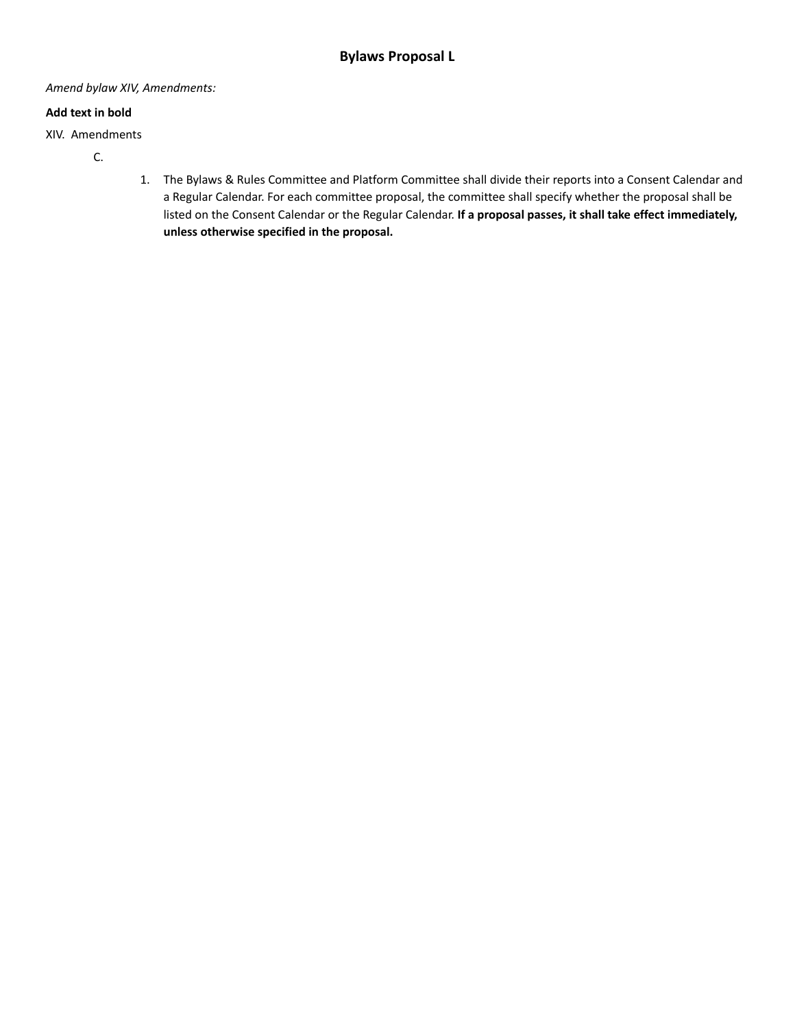# Bylaws Proposal L

*Amend bylaw XIV, Amendments:*

**Add text in bold**

XIV. Amendments

C.

1. The Bylaws & Rules Committee and Platform Committee shall divide their reports into a Consent Calendar and a Regular Calendar. For each committee proposal, the committee shall specify whether the proposal shall be listed on the Consent Calendar or the Regular Calendar. **If a proposal passes, it shall take effect immediately, unless otherwise specified in the proposal.**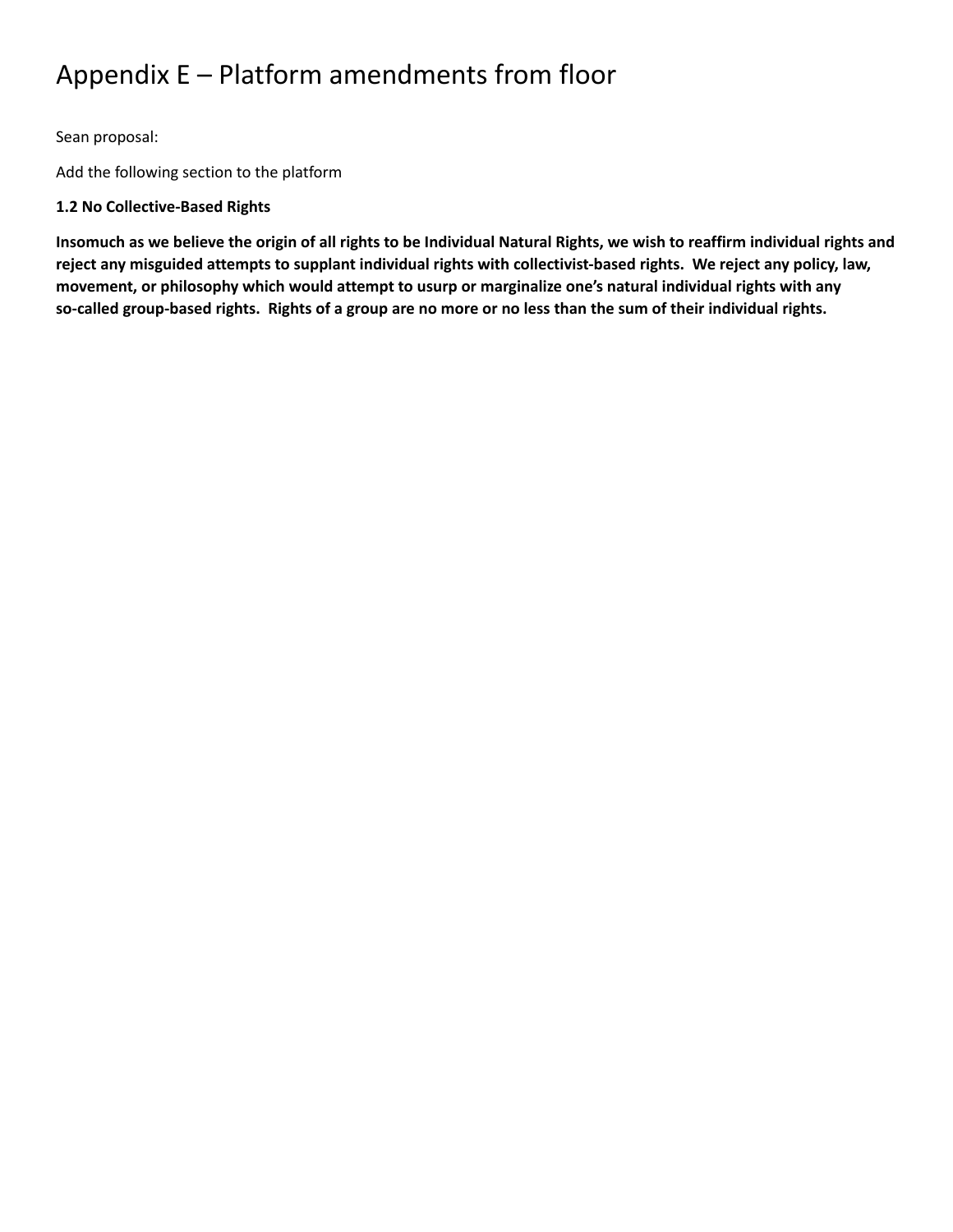# Appendix E – Platform amendments from floor

Sean proposal:

Add the following section to the platform

**1.2 No Collective-Based Rights**

**Insomuch as we believe the origin of all rights to be Individual Natural Rights, we wish to reaffirm individual rights and reject any misguided attempts to supplant individual rights with collectivist-based rights. We reject any policy, law, movement, or philosophy which would attempt to usurp or marginalize one's natural individual rights with any so-called group-based rights. Rights of a group are no more or no less than the sum of their individual rights.**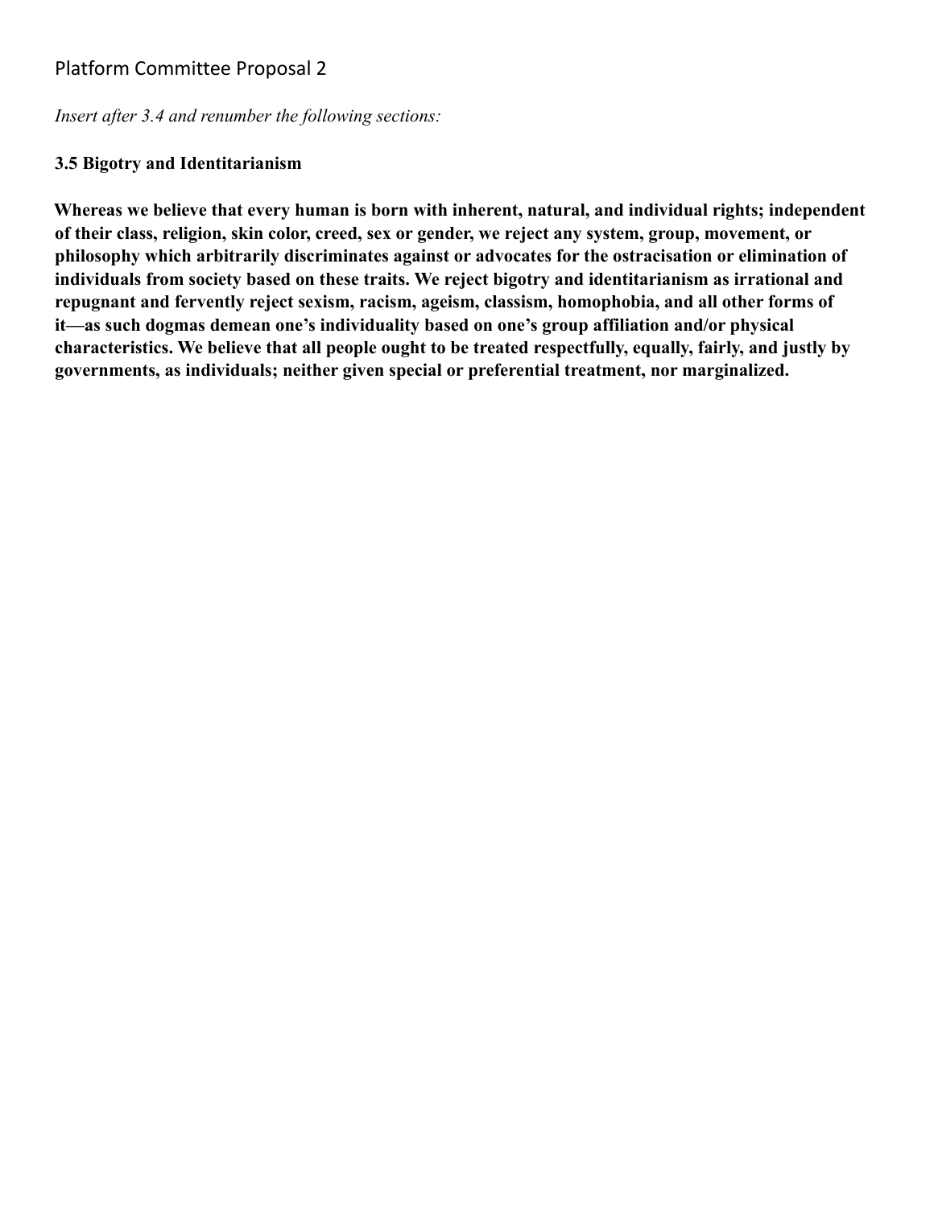## Platform Committee Proposal 2

*Insert after 3.4 and renumber the following sections:*

### 3.5 Bigotry and Identitarianism

**Whereas we believe that every human is born with inherent, natural, and individual rights; independent of their class, religion, skin color, creed, sex or gender, we reject any system, group, movement, or philosophy which arbitrarily discriminates against or advocates for the ostracisation or elimination of individuals from society based on these traits. We reject bigotry and identitarianism as irrational and repugnant and fervently reject sexism, racism, ageism, classism, homophobia, and all other forms of it—as such dogmas demean one's individuality based on one's group affiliation and/or physical characteristics. We believe that all people ought to be treated respectfully, equally, fairly, and justly by governments, as individuals; neither given special or preferential treatment, nor marginalized.**